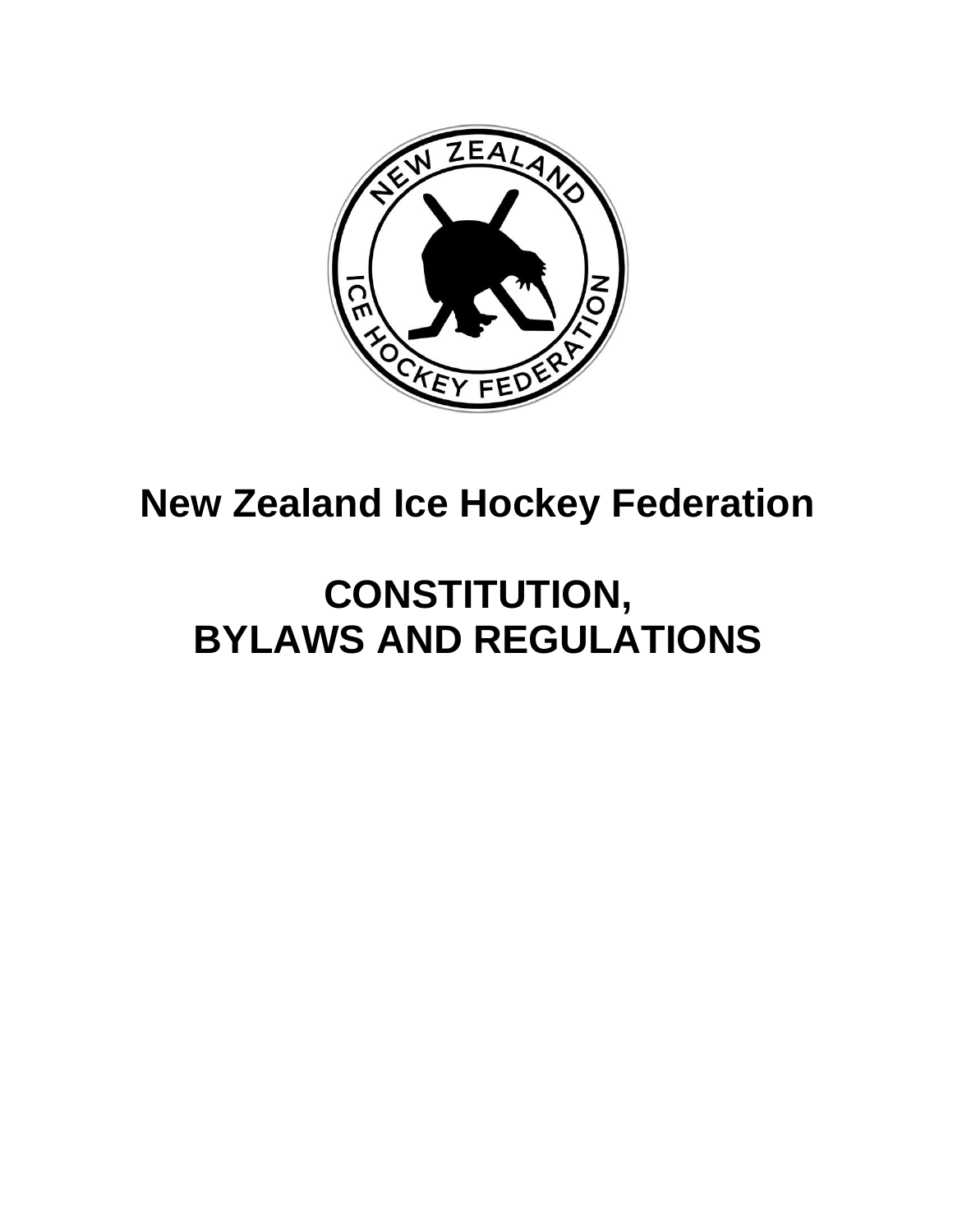# New Zealand Ice Hockey Federation

# CONSTITUTION, BYLAWS AND REGULATIONS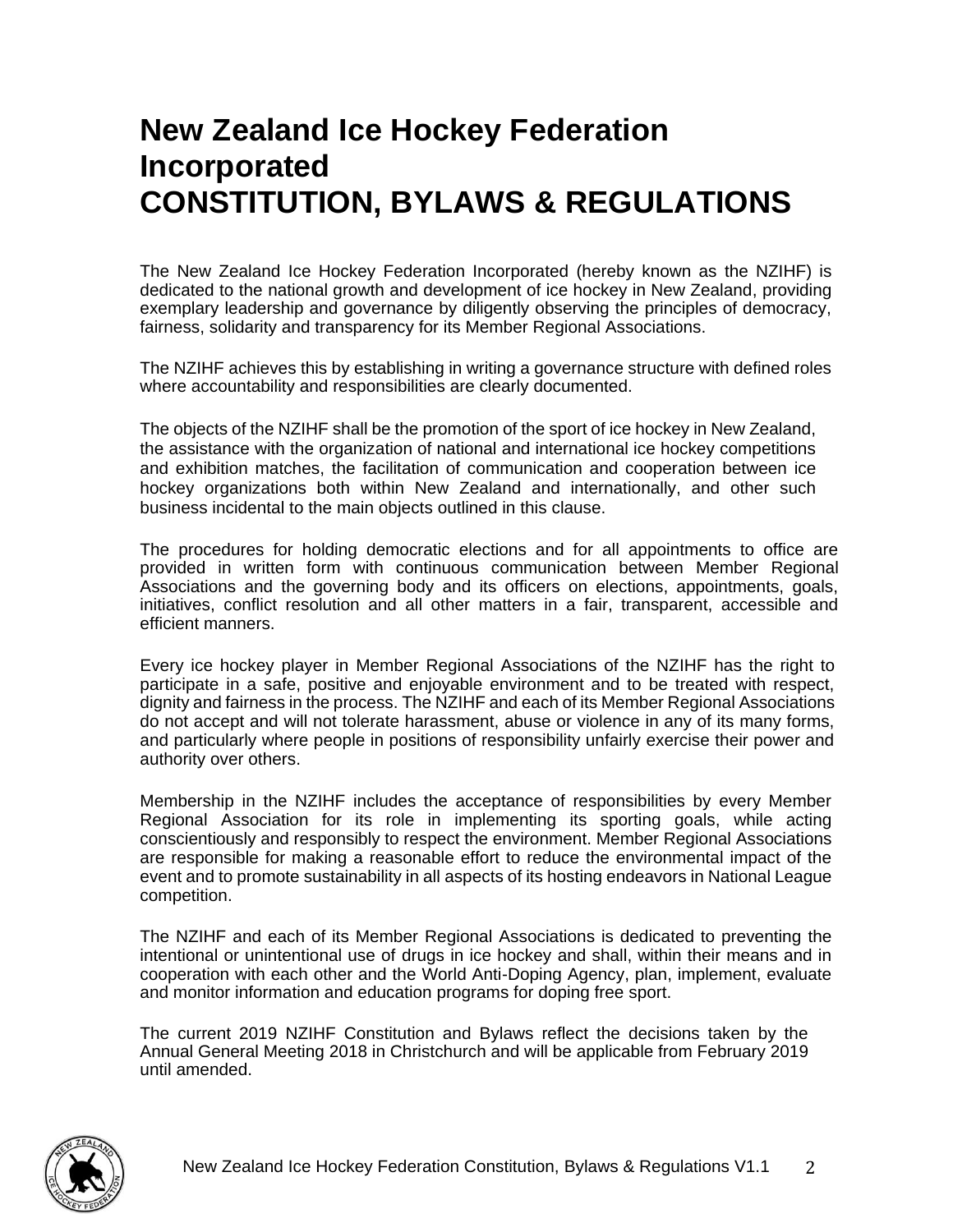# New Zealand Ice Hockey Federation Incorporated
# CONSTITUTION, BYLAWS & REGULATIONS

The New Zealand Ice Hockey Federation Incorporated (hereby known as the NZIHF) is dedicated to the national growth and development of ice hockey in New Zealand, providing exemplary leadership and governance by diligently observing the principles of democracy, fairness, solidarity and transparency for its Member Regional Associations.

The NZIHF achieves this by establishing in writing a governance structure with defined roles where accountability and responsibilities are clearly documented.

The objects of the NZIHF shall be the promotion of the sport of ice hockey in New Zealand, the assistance with the organization of national and international ice hockey competitions and exhibition matches, the facilitation of communication and cooperation between ice hockey organizations both within New Zealand and internationally, and other such business incidental to the main objects outlined in this clause.

The procedures for holding democratic elections and for all appointments to office are provided in written form with continuous communication between Member Regional Associations and the governing body and its officers on elections, appointments, goals, initiatives, conflict resolution and all other matters in a fair, transparent, accessible and efficient manners.

Every ice hockey player in Member Regional Associations of the NZIHF has the right to participate in a safe, positive and enjoyable environment and to be treated with respect, dignity and fairness in the process. The NZIHF and each of its Member Regional Associations do not accept and will not tolerate harassment, abuse or violence in any of its many forms, and particularly where people in positions of responsibility unfairly exercise their power and authority over others.

Membership in the NZIHF includes the acceptance of responsibilities by every Member Regional Association for its role in implementing its sporting goals, while acting conscientiously and responsibly to respect the environment. Member Regional Associations are responsible for making a reasonable effort to reduce the environmental impact of the event and to promote sustainability in all aspects of its hosting endeavors in National League competition.

The NZIHF and each of its Member Regional Associations is dedicated to preventing the intentional or unintentional use of drugs in ice hockey and shall, within their means and in cooperation with each other and the World Anti-Doping Agency, plan, implement, evaluate and monitor information and education programs for doping free sport.

The current 2019 NZIHF Constitution and Bylaws reflect the decisions taken by the Annual General Meeting 2018 in Christchurch and will be applicable from February 2019 until amended.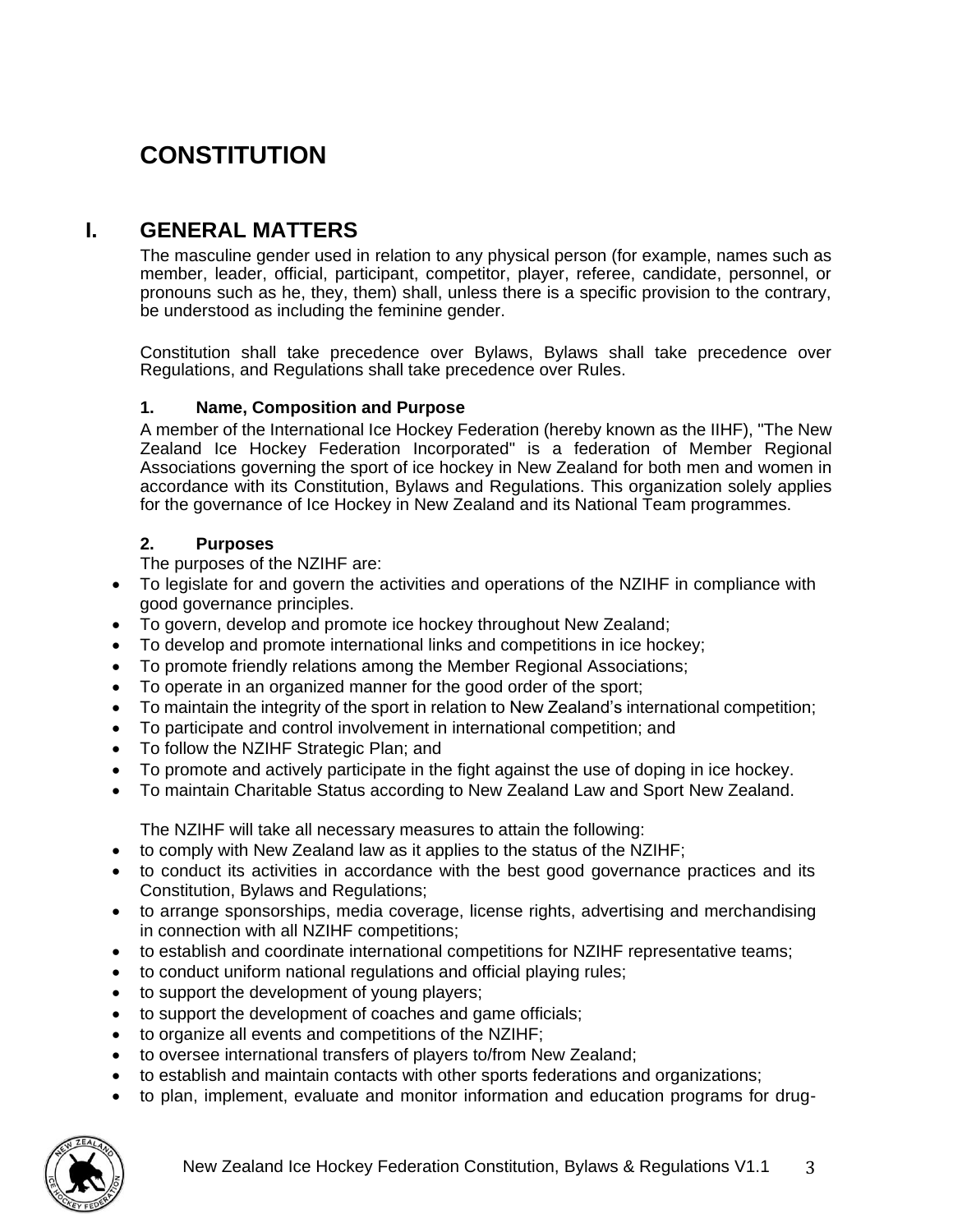# CONSTITUTION

## I. GENERAL MATTERS

The masculine gender used in relation to any physical person (for example, names such as member, leader, official, participant, competitor, player, referee, candidate, personnel, or pronouns such as he, they, them) shall, unless there is a specific provision to the contrary, be understood as including the feminine gender.

Constitution shall take precedence over Bylaws, Bylaws shall take precedence over Regulations, and Regulations shall take precedence over Rules.

### 1. Name, Composition and Purpose

A member of the International Ice Hockey Federation (hereby known as the IIHF), "The New Zealand Ice Hockey Federation Incorporated" is a federation of Member Regional Associations governing the sport of ice hockey in New Zealand for both men and women in accordance with its Constitution, Bylaws and Regulations. This organization solely applies for the governance of Ice Hockey in New Zealand and its National Team programmes.

### 2. Purposes

The purposes of the NZIHF are:

- To legislate for and govern the activities and operations of the NZIHF in compliance with good governance principles.
- To govern, develop and promote ice hockey throughout New Zealand;
- To develop and promote international links and competitions in ice hockey;
- To promote friendly relations among the Member Regional Associations;
- To operate in an organized manner for the good order of the sport;
- To maintain the integrity of the sport in relation to New Zealand's international competition;
- To participate and control involvement in international competition; and
- To follow the NZIHF Strategic Plan; and
- To promote and actively participate in the fight against the use of doping in ice hockey.
- To maintain Charitable Status according to New Zealand Law and Sport New Zealand.

The NZIHF will take all necessary measures to attain the following:

- to comply with New Zealand law as it applies to the status of the NZIHF;
- to conduct its activities in accordance with the best good governance practices and its Constitution, Bylaws and Regulations;
- to arrange sponsorships, media coverage, license rights, advertising and merchandising in connection with all NZIHF competitions;
- to establish and coordinate international competitions for NZIHF representative teams;
- to conduct uniform national regulations and official playing rules;
- to support the development of young players;
- to support the development of coaches and game officials;
- to organize all events and competitions of the NZIHF;
- to oversee international transfers of players to/from New Zealand;
- to establish and maintain contacts with other sports federations and organizations;
- to plan, implement, evaluate and monitor information and education programs for drug-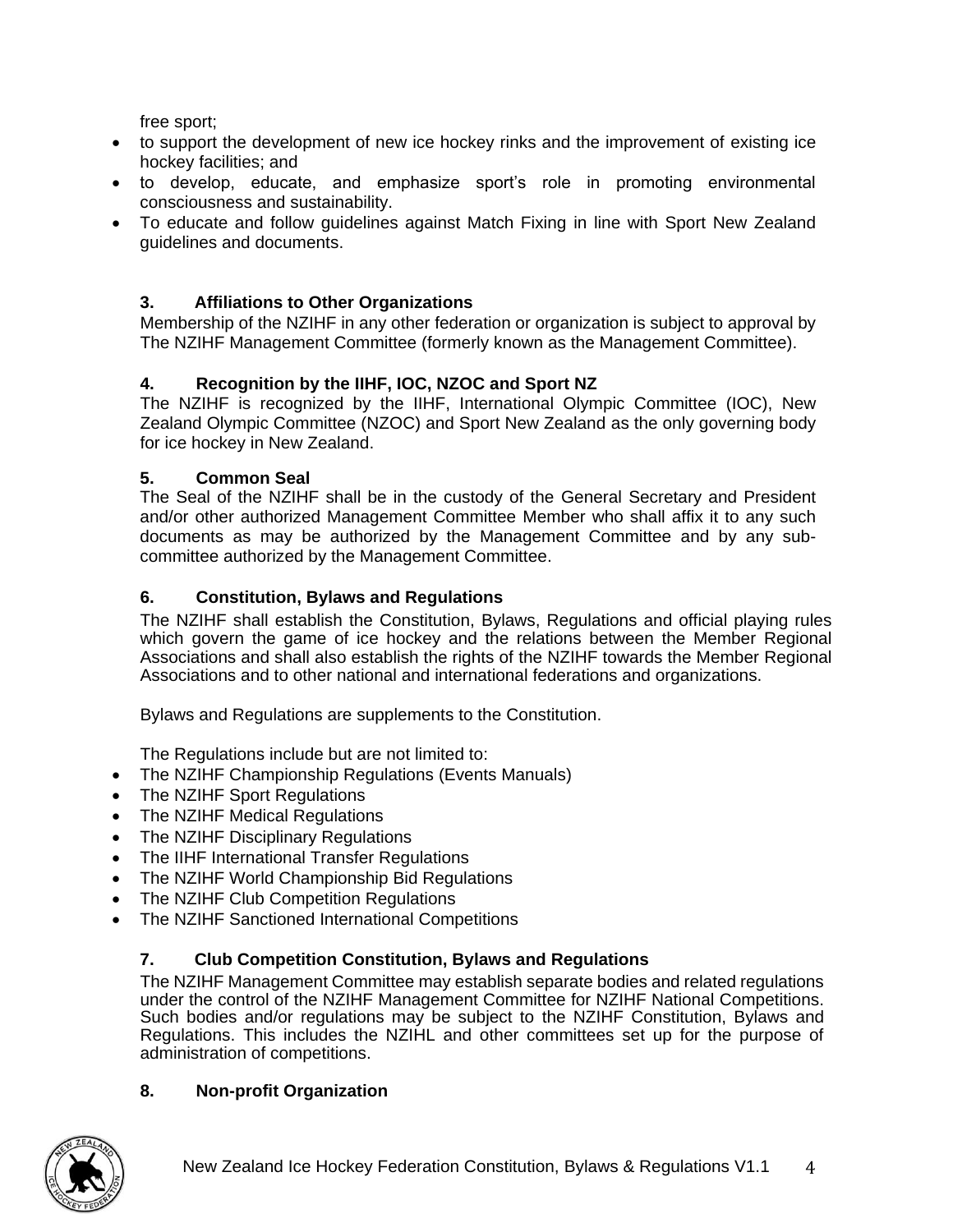free sport;

- to support the development of new ice hockey rinks and the improvement of existing ice hockey facilities; and
- to develop, educate, and emphasize sport's role in promoting environmental consciousness and sustainability.
- To educate and follow guidelines against Match Fixing in line with Sport New Zealand guidelines and documents.

### 3. Affiliations to Other Organizations

Membership of the NZIHF in any other federation or organization is subject to approval by The NZIHF Management Committee (formerly known as the Management Committee).

### 4. Recognition by the IIHF, IOC, NZOC and Sport NZ

The NZIHF is recognized by the IIHF, International Olympic Committee (IOC), New Zealand Olympic Committee (NZOC) and Sport New Zealand as the only governing body for ice hockey in New Zealand.

### 5. Common Seal

The Seal of the NZIHF shall be in the custody of the General Secretary and President and/or other authorized Management Committee Member who shall affix it to any such documents as may be authorized by the Management Committee and by any sub-committee authorized by the Management Committee.

### 6. Constitution, Bylaws and Regulations

The NZIHF shall establish the Constitution, Bylaws, Regulations and official playing rules which govern the game of ice hockey and the relations between the Member Regional Associations and shall also establish the rights of the NZIHF towards the Member Regional Associations and to other national and international federations and organizations.

Bylaws and Regulations are supplements to the Constitution.

The Regulations include but are not limited to:

- The NZIHF Championship Regulations (Events Manuals)
- The NZIHF Sport Regulations
- The NZIHF Medical Regulations
- The NZIHF Disciplinary Regulations
- The IIHF International Transfer Regulations
- The NZIHF World Championship Bid Regulations
- The NZIHF Club Competition Regulations
- The NZIHF Sanctioned International Competitions

### 7. Club Competition Constitution, Bylaws and Regulations

The NZIHF Management Committee may establish separate bodies and related regulations under the control of the NZIHF Management Committee for NZIHF National Competitions. Such bodies and/or regulations may be subject to the NZIHF Constitution, Bylaws and Regulations. This includes the NZIHL and other committees set up for the purpose of administration of competitions.

### 8. Non-profit Organization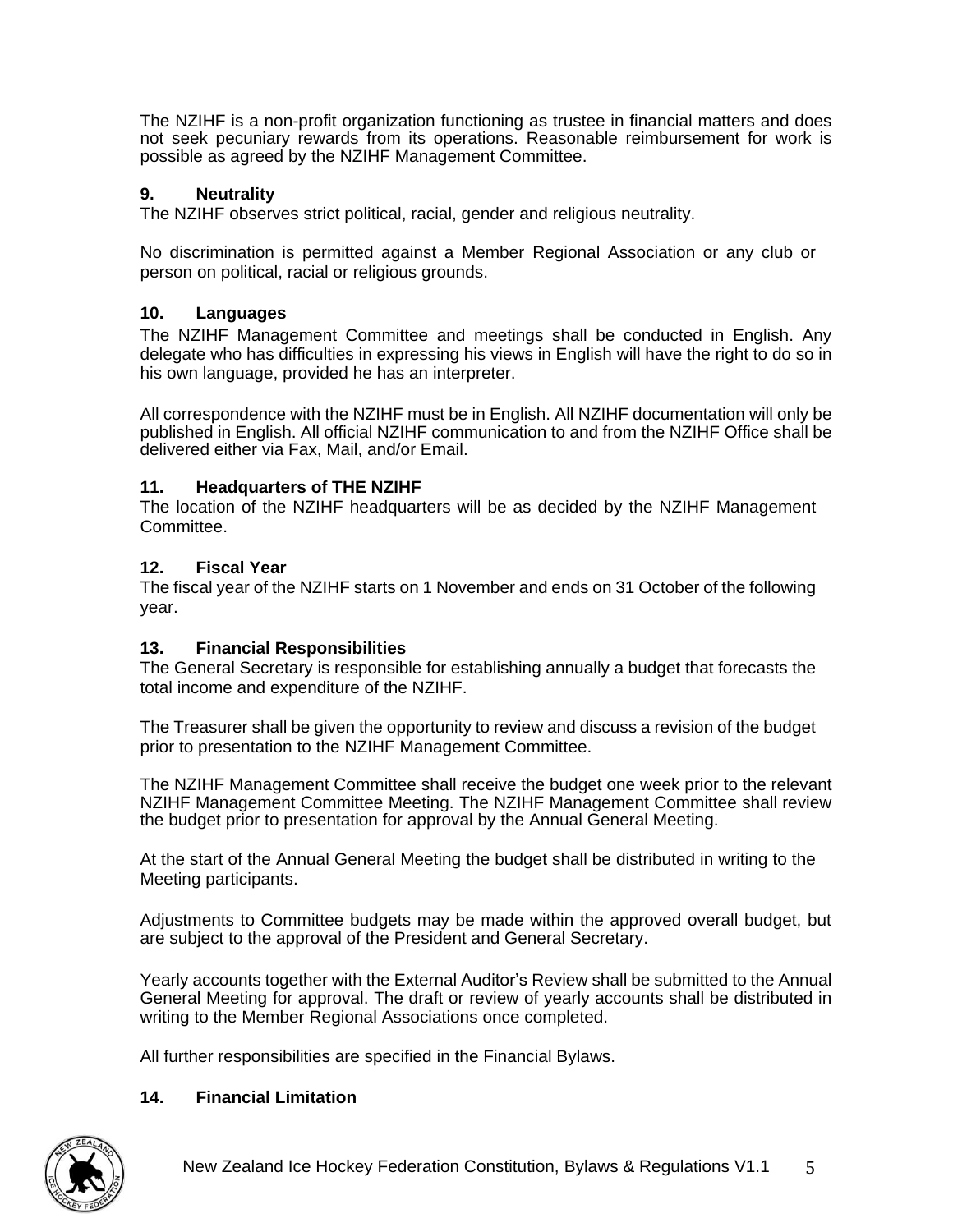The NZIHF is a non-profit organization functioning as trustee in financial matters and does not seek pecuniary rewards from its operations. Reasonable reimbursement for work is possible as agreed by the NZIHF Management Committee.

### 9. Neutrality

The NZIHF observes strict political, racial, gender and religious neutrality.

No discrimination is permitted against a Member Regional Association or any club or person on political, racial or religious grounds.

### 10. Languages

The NZIHF Management Committee and meetings shall be conducted in English. Any delegate who has difficulties in expressing his views in English will have the right to do so in his own language, provided he has an interpreter.

All correspondence with the NZIHF must be in English. All NZIHF documentation will only be published in English. All official NZIHF communication to and from the NZIHF Office shall be delivered either via Fax, Mail, and/or Email.

### 11. Headquarters of THE NZIHF

The location of the NZIHF headquarters will be as decided by the NZIHF Management Committee.

### 12. Fiscal Year

The fiscal year of the NZIHF starts on 1 November and ends on 31 October of the following year.

### 13. Financial Responsibilities

The General Secretary is responsible for establishing annually a budget that forecasts the total income and expenditure of the NZIHF.

The Treasurer shall be given the opportunity to review and discuss a revision of the budget prior to presentation to the NZIHF Management Committee.

The NZIHF Management Committee shall receive the budget one week prior to the relevant NZIHF Management Committee Meeting. The NZIHF Management Committee shall review the budget prior to presentation for approval by the Annual General Meeting.

At the start of the Annual General Meeting the budget shall be distributed in writing to the Meeting participants.

Adjustments to Committee budgets may be made within the approved overall budget, but are subject to the approval of the President and General Secretary.

Yearly accounts together with the External Auditor's Review shall be submitted to the Annual General Meeting for approval. The draft or review of yearly accounts shall be distributed in writing to the Member Regional Associations once completed.

All further responsibilities are specified in the Financial Bylaws.

### 14. Financial Limitation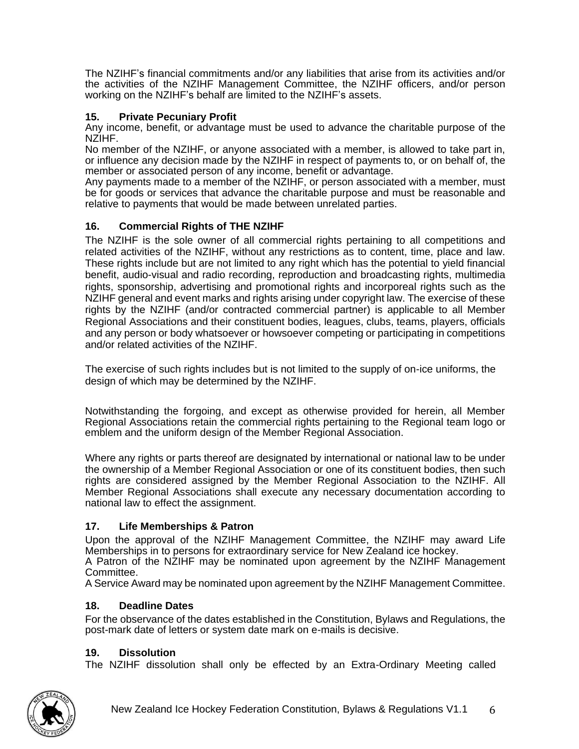The NZIHF's financial commitments and/or any liabilities that arise from its activities and/or the activities of the NZIHF Management Committee, the NZIHF officers, and/or person working on the NZIHF's behalf are limited to the NZIHF's assets.

### 15. Private Pecuniary Profit

Any income, benefit, or advantage must be used to advance the charitable purpose of the NZIHF.

No member of the NZIHF, or anyone associated with a member, is allowed to take part in, or influence any decision made by the NZIHF in respect of payments to, or on behalf of, the member or associated person of any income, benefit or advantage.

Any payments made to a member of the NZIHF, or person associated with a member, must be for goods or services that advance the charitable purpose and must be reasonable and relative to payments that would be made between unrelated parties.

### 16. Commercial Rights of THE NZIHF

The NZIHF is the sole owner of all commercial rights pertaining to all competitions and related activities of the NZIHF, without any restrictions as to content, time, place and law. These rights include but are not limited to any right which has the potential to yield financial benefit, audio-visual and radio recording, reproduction and broadcasting rights, multimedia rights, sponsorship, advertising and promotional rights and incorporeal rights such as the NZIHF general and event marks and rights arising under copyright law. The exercise of these rights by the NZIHF (and/or contracted commercial partner) is applicable to all Member Regional Associations and their constituent bodies, leagues, clubs, teams, players, officials and any person or body whatsoever or howsoever competing or participating in competitions and/or related activities of the NZIHF.

The exercise of such rights includes but is not limited to the supply of on-ice uniforms, the design of which may be determined by the NZIHF.

Notwithstanding the forgoing, and except as otherwise provided for herein, all Member Regional Associations retain the commercial rights pertaining to the Regional team logo or emblem and the uniform design of the Member Regional Association.

Where any rights or parts thereof are designated by international or national law to be under the ownership of a Member Regional Association or one of its constituent bodies, then such rights are considered assigned by the Member Regional Association to the NZIHF. All Member Regional Associations shall execute any necessary documentation according to national law to effect the assignment.

### 17. Life Memberships & Patron

Upon the approval of the NZIHF Management Committee, the NZIHF may award Life Memberships in to persons for extraordinary service for New Zealand ice hockey.

A Patron of the NZIHF may be nominated upon agreement by the NZIHF Management Committee.

A Service Award may be nominated upon agreement by the NZIHF Management Committee.

### 18. Deadline Dates

For the observance of the dates established in the Constitution, Bylaws and Regulations, the post-mark date of letters or system date mark on e-mails is decisive.

### 19. Dissolution

The NZIHF dissolution shall only be effected by an Extra-Ordinary Meeting called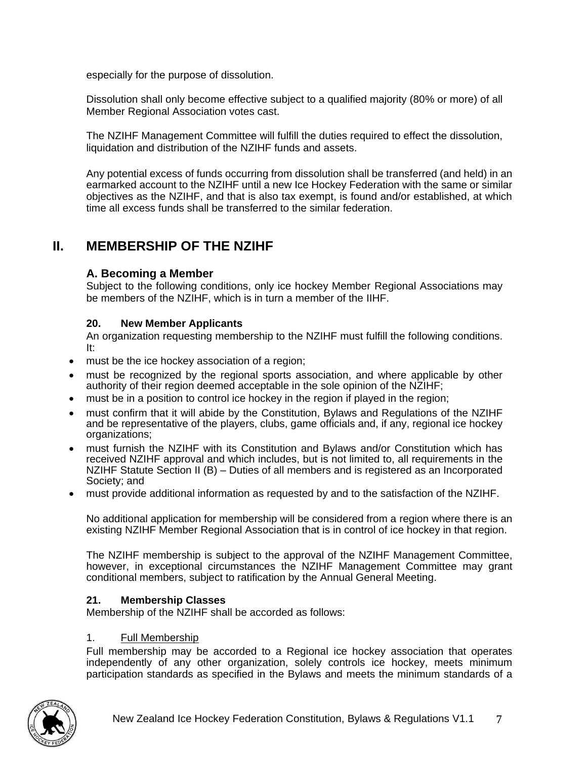especially for the purpose of dissolution.

Dissolution shall only become effective subject to a qualified majority (80% or more) of all Member Regional Association votes cast.

The NZIHF Management Committee will fulfill the duties required to effect the dissolution, liquidation and distribution of the NZIHF funds and assets.

Any potential excess of funds occurring from dissolution shall be transferred (and held) in an earmarked account to the NZIHF until a new Ice Hockey Federation with the same or similar objectives as the NZIHF, and that is also tax exempt, is found and/or established, at which time all excess funds shall be transferred to the similar federation.

# II. MEMBERSHIP OF THE NZIHF

## A. Becoming a Member

Subject to the following conditions, only ice hockey Member Regional Associations may be members of the NZIHF, which is in turn a member of the IIHF.

### 20. New Member Applicants

An organization requesting membership to the NZIHF must fulfill the following conditions. It:

- must be the ice hockey association of a region;
- must be recognized by the regional sports association, and where applicable by other authority of their region deemed acceptable in the sole opinion of the NZIHF;
- must be in a position to control ice hockey in the region if played in the region;
- must confirm that it will abide by the Constitution, Bylaws and Regulations of the NZIHF and be representative of the players, clubs, game officials and, if any, regional ice hockey organizations;
- must furnish the NZIHF with its Constitution and Bylaws and/or Constitution which has received NZIHF approval and which includes, but is not limited to, all requirements in the NZIHF Statute Section II (B) – Duties of all members and is registered as an Incorporated Society; and
- must provide additional information as requested by and to the satisfaction of the NZIHF.

No additional application for membership will be considered from a region where there is an existing NZIHF Member Regional Association that is in control of ice hockey in that region.

The NZIHF membership is subject to the approval of the NZIHF Management Committee, however, in exceptional circumstances the NZIHF Management Committee may grant conditional members, subject to ratification by the Annual General Meeting.

### 21. Membership Classes

Membership of the NZIHF shall be accorded as follows:

1. Full Membership

Full membership may be accorded to a Regional ice hockey association that operates independently of any other organization, solely controls ice hockey, meets minimum participation standards as specified in the Bylaws and meets the minimum standards of a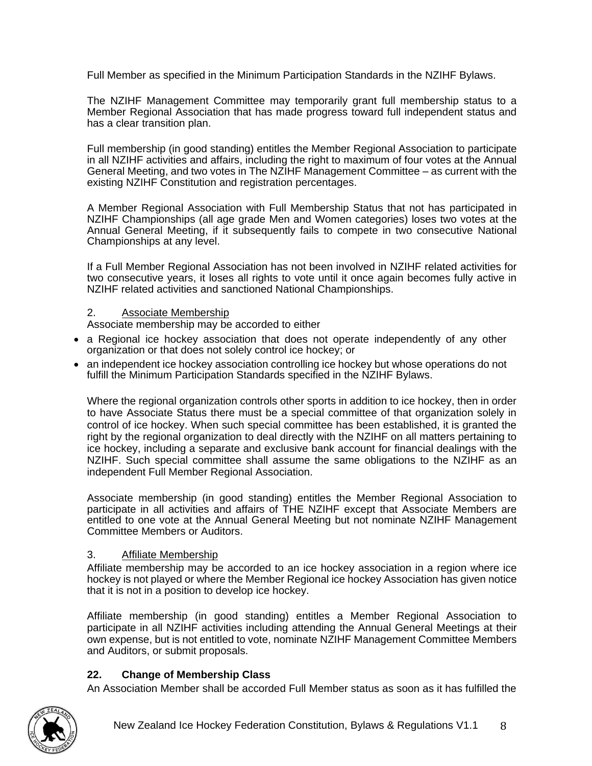Full Member as specified in the Minimum Participation Standards in the NZIHF Bylaws.

The NZIHF Management Committee may temporarily grant full membership status to a Member Regional Association that has made progress toward full independent status and has a clear transition plan.

Full membership (in good standing) entitles the Member Regional Association to participate in all NZIHF activities and affairs, including the right to maximum of four votes at the Annual General Meeting, and two votes in The NZIHF Management Committee – as current with the existing NZIHF Constitution and registration percentages.

A Member Regional Association with Full Membership Status that not has participated in NZIHF Championships (all age grade Men and Women categories) loses two votes at the Annual General Meeting, if it subsequently fails to compete in two consecutive National Championships at any level.

If a Full Member Regional Association has not been involved in NZIHF related activities for two consecutive years, it loses all rights to vote until it once again becomes fully active in NZIHF related activities and sanctioned National Championships.

2. Associate Membership

Associate membership may be accorded to either

- a Regional ice hockey association that does not operate independently of any other organization or that does not solely control ice hockey; or
- an independent ice hockey association controlling ice hockey but whose operations do not fulfill the Minimum Participation Standards specified in the NZIHF Bylaws.

Where the regional organization controls other sports in addition to ice hockey, then in order to have Associate Status there must be a special committee of that organization solely in control of ice hockey. When such special committee has been established, it is granted the right by the regional organization to deal directly with the NZIHF on all matters pertaining to ice hockey, including a separate and exclusive bank account for financial dealings with the NZIHF. Such special committee shall assume the same obligations to the NZIHF as an independent Full Member Regional Association.

Associate membership (in good standing) entitles the Member Regional Association to participate in all activities and affairs of THE NZIHF except that Associate Members are entitled to one vote at the Annual General Meeting but not nominate NZIHF Management Committee Members or Auditors.

3. Affiliate Membership

Affiliate membership may be accorded to an ice hockey association in a region where ice hockey is not played or where the Member Regional ice hockey Association has given notice that it is not in a position to develop ice hockey.

Affiliate membership (in good standing) entitles a Member Regional Association to participate in all NZIHF activities including attending the Annual General Meetings at their own expense, but is not entitled to vote, nominate NZIHF Management Committee Members and Auditors, or submit proposals.

**22. Change of Membership Class**

An Association Member shall be accorded Full Member status as soon as it has fulfilled the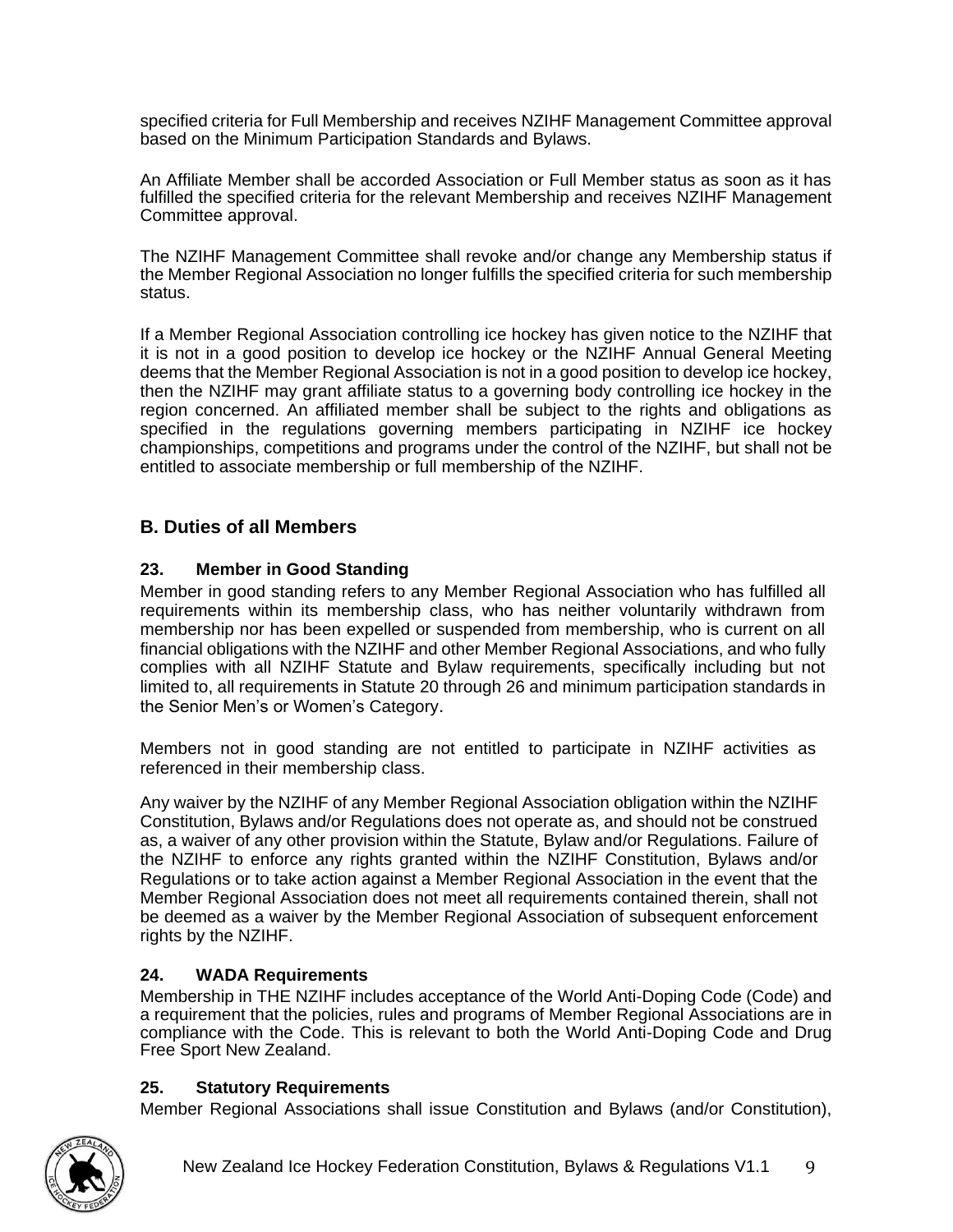specified criteria for Full Membership and receives NZIHF Management Committee approval based on the Minimum Participation Standards and Bylaws.

An Affiliate Member shall be accorded Association or Full Member status as soon as it has fulfilled the specified criteria for the relevant Membership and receives NZIHF Management Committee approval.

The NZIHF Management Committee shall revoke and/or change any Membership status if the Member Regional Association no longer fulfills the specified criteria for such membership status.

If a Member Regional Association controlling ice hockey has given notice to the NZIHF that it is not in a good position to develop ice hockey or the NZIHF Annual General Meeting deems that the Member Regional Association is not in a good position to develop ice hockey, then the NZIHF may grant affiliate status to a governing body controlling ice hockey in the region concerned. An affiliated member shall be subject to the rights and obligations as specified in the regulations governing members participating in NZIHF ice hockey championships, competitions and programs under the control of the NZIHF, but shall not be entitled to associate membership or full membership of the NZIHF.

## B. Duties of all Members

### 23. Member in Good Standing

Member in good standing refers to any Member Regional Association who has fulfilled all requirements within its membership class, who has neither voluntarily withdrawn from membership nor has been expelled or suspended from membership, who is current on all financial obligations with the NZIHF and other Member Regional Associations, and who fully complies with all NZIHF Statute and Bylaw requirements, specifically including but not limited to, all requirements in Statute 20 through 26 and minimum participation standards in the Senior Men's or Women's Category.

Members not in good standing are not entitled to participate in NZIHF activities as referenced in their membership class.

Any waiver by the NZIHF of any Member Regional Association obligation within the NZIHF Constitution, Bylaws and/or Regulations does not operate as, and should not be construed as, a waiver of any other provision within the Statute, Bylaw and/or Regulations. Failure of the NZIHF to enforce any rights granted within the NZIHF Constitution, Bylaws and/or Regulations or to take action against a Member Regional Association in the event that the Member Regional Association does not meet all requirements contained therein, shall not be deemed as a waiver by the Member Regional Association of subsequent enforcement rights by the NZIHF.

### 24. WADA Requirements

Membership in THE NZIHF includes acceptance of the World Anti-Doping Code (Code) and a requirement that the policies, rules and programs of Member Regional Associations are in compliance with the Code. This is relevant to both the World Anti-Doping Code and Drug Free Sport New Zealand.

### 25. Statutory Requirements

Member Regional Associations shall issue Constitution and Bylaws (and/or Constitution),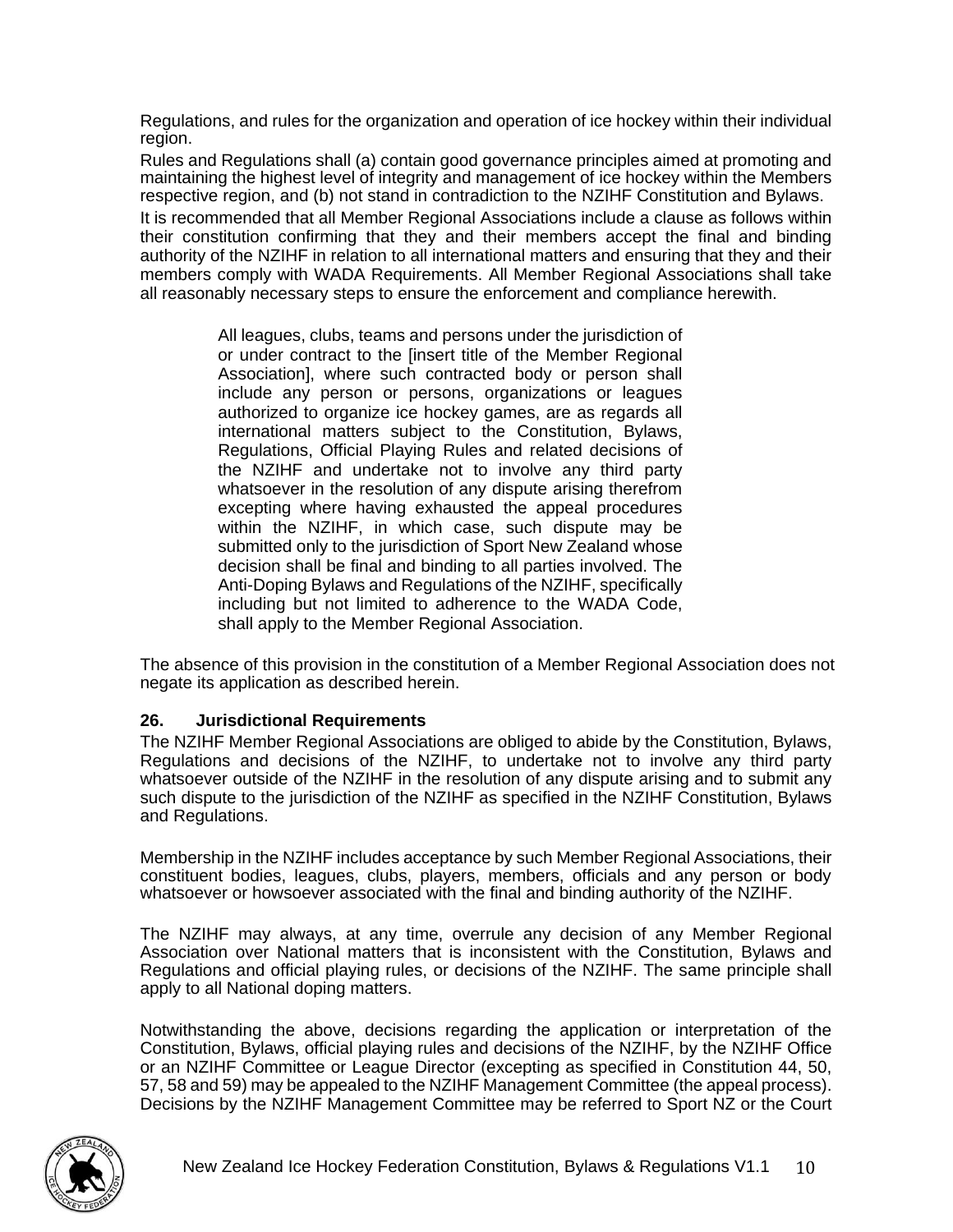Regulations, and rules for the organization and operation of ice hockey within their individual region.

Rules and Regulations shall (a) contain good governance principles aimed at promoting and maintaining the highest level of integrity and management of ice hockey within the Members respective region, and (b) not stand in contradiction to the NZIHF Constitution and Bylaws.

It is recommended that all Member Regional Associations include a clause as follows within their constitution confirming that they and their members accept the final and binding authority of the NZIHF in relation to all international matters and ensuring that they and their members comply with WADA Requirements. All Member Regional Associations shall take all reasonably necessary steps to ensure the enforcement and compliance herewith.

> All leagues, clubs, teams and persons under the jurisdiction of or under contract to the [insert title of the Member Regional Association], where such contracted body or person shall include any person or persons, organizations or leagues authorized to organize ice hockey games, are as regards all international matters subject to the Constitution, Bylaws, Regulations, Official Playing Rules and related decisions of the NZIHF and undertake not to involve any third party whatsoever in the resolution of any dispute arising therefrom excepting where having exhausted the appeal procedures within the NZIHF, in which case, such dispute may be submitted only to the jurisdiction of Sport New Zealand whose decision shall be final and binding to all parties involved. The Anti-Doping Bylaws and Regulations of the NZIHF, specifically including but not limited to adherence to the WADA Code, shall apply to the Member Regional Association.

The absence of this provision in the constitution of a Member Regional Association does not negate its application as described herein.

**26. Jurisdictional Requirements**

The NZIHF Member Regional Associations are obliged to abide by the Constitution, Bylaws, Regulations and decisions of the NZIHF, to undertake not to involve any third party whatsoever outside of the NZIHF in the resolution of any dispute arising and to submit any such dispute to the jurisdiction of the NZIHF as specified in the NZIHF Constitution, Bylaws and Regulations.

Membership in the NZIHF includes acceptance by such Member Regional Associations, their constituent bodies, leagues, clubs, players, members, officials and any person or body whatsoever or howsoever associated with the final and binding authority of the NZIHF.

The NZIHF may always, at any time, overrule any decision of any Member Regional Association over National matters that is inconsistent with the Constitution, Bylaws and Regulations and official playing rules, or decisions of the NZIHF. The same principle shall apply to all National doping matters.

Notwithstanding the above, decisions regarding the application or interpretation of the Constitution, Bylaws, official playing rules and decisions of the NZIHF, by the NZIHF Office or an NZIHF Committee or League Director (excepting as specified in Constitution 44, 50, 57, 58 and 59) may be appealed to the NZIHF Management Committee (the appeal process). Decisions by the NZIHF Management Committee may be referred to Sport NZ or the Court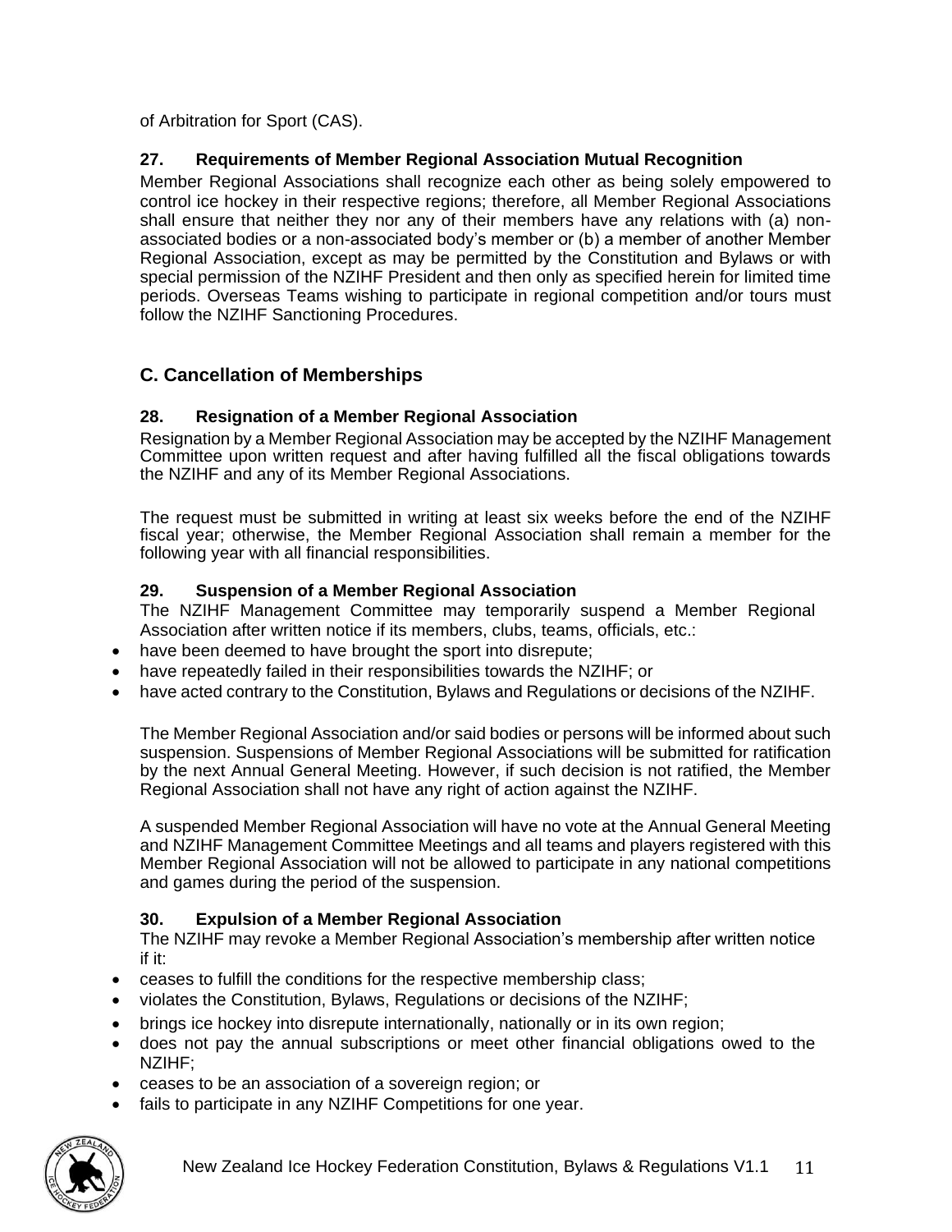of Arbitration for Sport (CAS).

### 27. Requirements of Member Regional Association Mutual Recognition

Member Regional Associations shall recognize each other as being solely empowered to control ice hockey in their respective regions; therefore, all Member Regional Associations shall ensure that neither they nor any of their members have any relations with (a) non-associated bodies or a non-associated body's member or (b) a member of another Member Regional Association, except as may be permitted by the Constitution and Bylaws or with special permission of the NZIHF President and then only as specified herein for limited time periods. Overseas Teams wishing to participate in regional competition and/or tours must follow the NZIHF Sanctioning Procedures.

## C. Cancellation of Memberships

### 28. Resignation of a Member Regional Association

Resignation by a Member Regional Association may be accepted by the NZIHF Management Committee upon written request and after having fulfilled all the fiscal obligations towards the NZIHF and any of its Member Regional Associations.

The request must be submitted in writing at least six weeks before the end of the NZIHF fiscal year; otherwise, the Member Regional Association shall remain a member for the following year with all financial responsibilities.

### 29. Suspension of a Member Regional Association

The NZIHF Management Committee may temporarily suspend a Member Regional Association after written notice if its members, clubs, teams, officials, etc.:

- have been deemed to have brought the sport into disrepute;
- have repeatedly failed in their responsibilities towards the NZIHF; or
- have acted contrary to the Constitution, Bylaws and Regulations or decisions of the NZIHF.

The Member Regional Association and/or said bodies or persons will be informed about such suspension. Suspensions of Member Regional Associations will be submitted for ratification by the next Annual General Meeting. However, if such decision is not ratified, the Member Regional Association shall not have any right of action against the NZIHF.

A suspended Member Regional Association will have no vote at the Annual General Meeting and NZIHF Management Committee Meetings and all teams and players registered with this Member Regional Association will not be allowed to participate in any national competitions and games during the period of the suspension.

### 30. Expulsion of a Member Regional Association

The NZIHF may revoke a Member Regional Association's membership after written notice if it:

- ceases to fulfill the conditions for the respective membership class;
- violates the Constitution, Bylaws, Regulations or decisions of the NZIHF;
- brings ice hockey into disrepute internationally, nationally or in its own region;
- does not pay the annual subscriptions or meet other financial obligations owed to the NZIHF;
- ceases to be an association of a sovereign region; or
- fails to participate in any NZIHF Competitions for one year.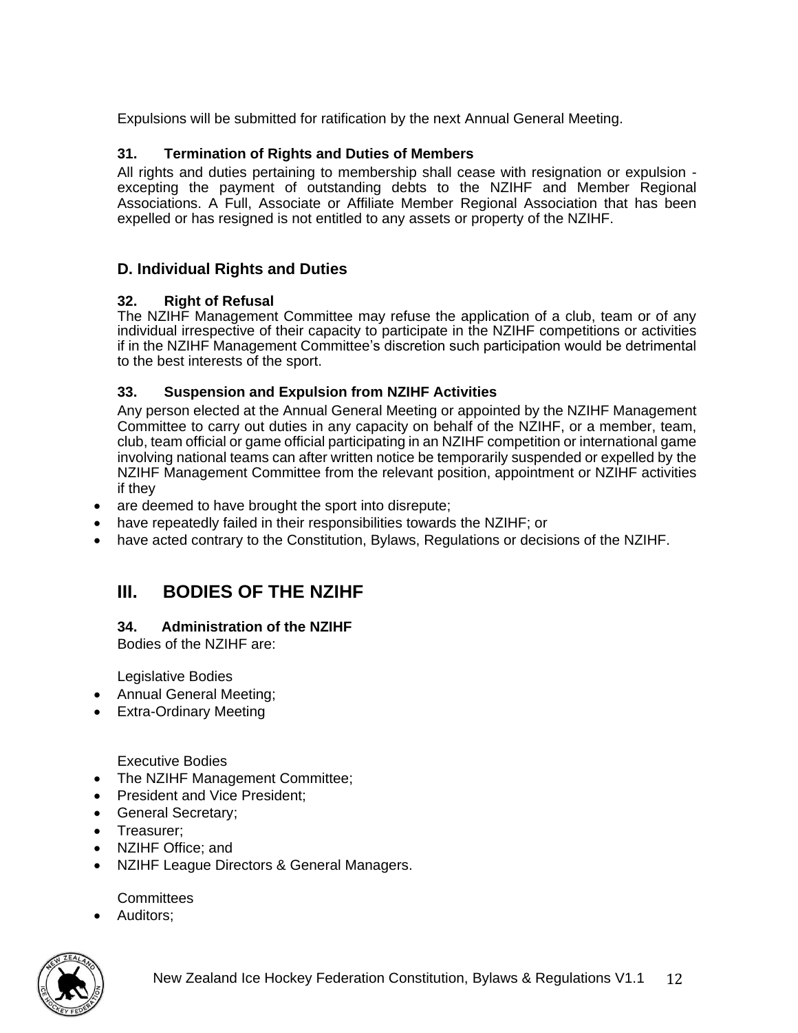Expulsions will be submitted for ratification by the next Annual General Meeting.

### 31. Termination of Rights and Duties of Members

All rights and duties pertaining to membership shall cease with resignation or expulsion - excepting the payment of outstanding debts to the NZIHF and Member Regional Associations. A Full, Associate or Affiliate Member Regional Association that has been expelled or has resigned is not entitled to any assets or property of the NZIHF.

## D. Individual Rights and Duties

### 32. Right of Refusal

The NZIHF Management Committee may refuse the application of a club, team or of any individual irrespective of their capacity to participate in the NZIHF competitions or activities if in the NZIHF Management Committee's discretion such participation would be detrimental to the best interests of the sport.

### 33. Suspension and Expulsion from NZIHF Activities

Any person elected at the Annual General Meeting or appointed by the NZIHF Management Committee to carry out duties in any capacity on behalf of the NZIHF, or a member, team, club, team official or game official participating in an NZIHF competition or international game involving national teams can after written notice be temporarily suspended or expelled by the NZIHF Management Committee from the relevant position, appointment or NZIHF activities if they

- are deemed to have brought the sport into disrepute;
- have repeatedly failed in their responsibilities towards the NZIHF; or
- have acted contrary to the Constitution, Bylaws, Regulations or decisions of the NZIHF.

# III. BODIES OF THE NZIHF

### 34. Administration of the NZIHF

Bodies of the NZIHF are:

Legislative Bodies

- Annual General Meeting;
- Extra-Ordinary Meeting

Executive Bodies

- The NZIHF Management Committee;
- President and Vice President;
- General Secretary;
- Treasurer;
- NZIHF Office; and
- NZIHF League Directors & General Managers.

Committees

- Auditors;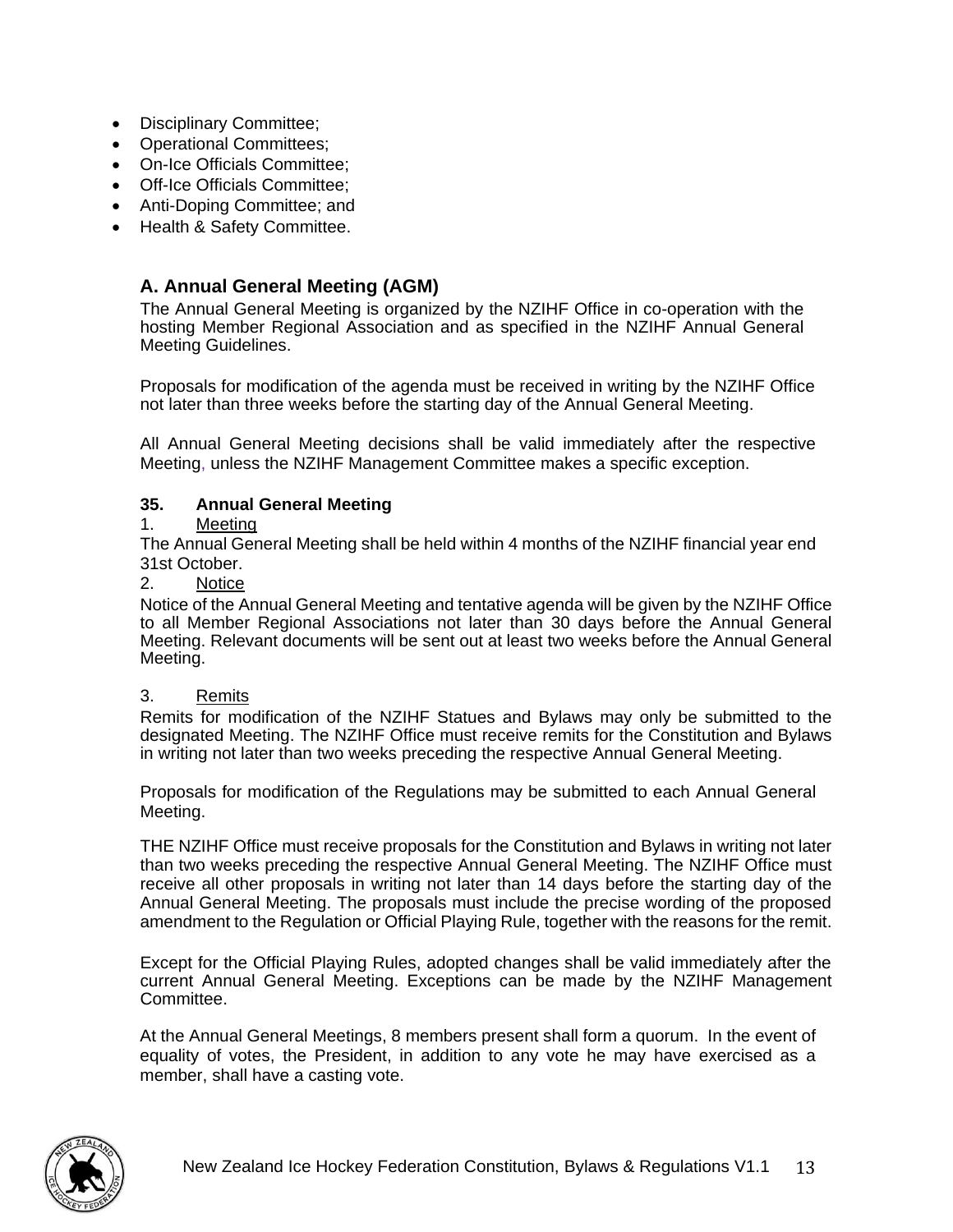- Disciplinary Committee;
- Operational Committees;
- On-Ice Officials Committee;
- Off-Ice Officials Committee;
- Anti-Doping Committee; and
- Health & Safety Committee.

## A. Annual General Meeting (AGM)

The Annual General Meeting is organized by the NZIHF Office in co-operation with the hosting Member Regional Association and as specified in the NZIHF Annual General Meeting Guidelines.

Proposals for modification of the agenda must be received in writing by the NZIHF Office not later than three weeks before the starting day of the Annual General Meeting.

All Annual General Meeting decisions shall be valid immediately after the respective Meeting, unless the NZIHF Management Committee makes a specific exception.

### 35. Annual General Meeting

1. Meeting

The Annual General Meeting shall be held within 4 months of the NZIHF financial year end 31st October.

2. Notice

Notice of the Annual General Meeting and tentative agenda will be given by the NZIHF Office to all Member Regional Associations not later than 30 days before the Annual General Meeting. Relevant documents will be sent out at least two weeks before the Annual General Meeting.

3. Remits

Remits for modification of the NZIHF Statues and Bylaws may only be submitted to the designated Meeting. The NZIHF Office must receive remits for the Constitution and Bylaws in writing not later than two weeks preceding the respective Annual General Meeting.

Proposals for modification of the Regulations may be submitted to each Annual General Meeting.

THE NZIHF Office must receive proposals for the Constitution and Bylaws in writing not later than two weeks preceding the respective Annual General Meeting. The NZIHF Office must receive all other proposals in writing not later than 14 days before the starting day of the Annual General Meeting. The proposals must include the precise wording of the proposed amendment to the Regulation or Official Playing Rule, together with the reasons for the remit.

Except for the Official Playing Rules, adopted changes shall be valid immediately after the current Annual General Meeting. Exceptions can be made by the NZIHF Management Committee.

At the Annual General Meetings, 8 members present shall form a quorum. In the event of equality of votes, the President, in addition to any vote he may have exercised as a member, shall have a casting vote.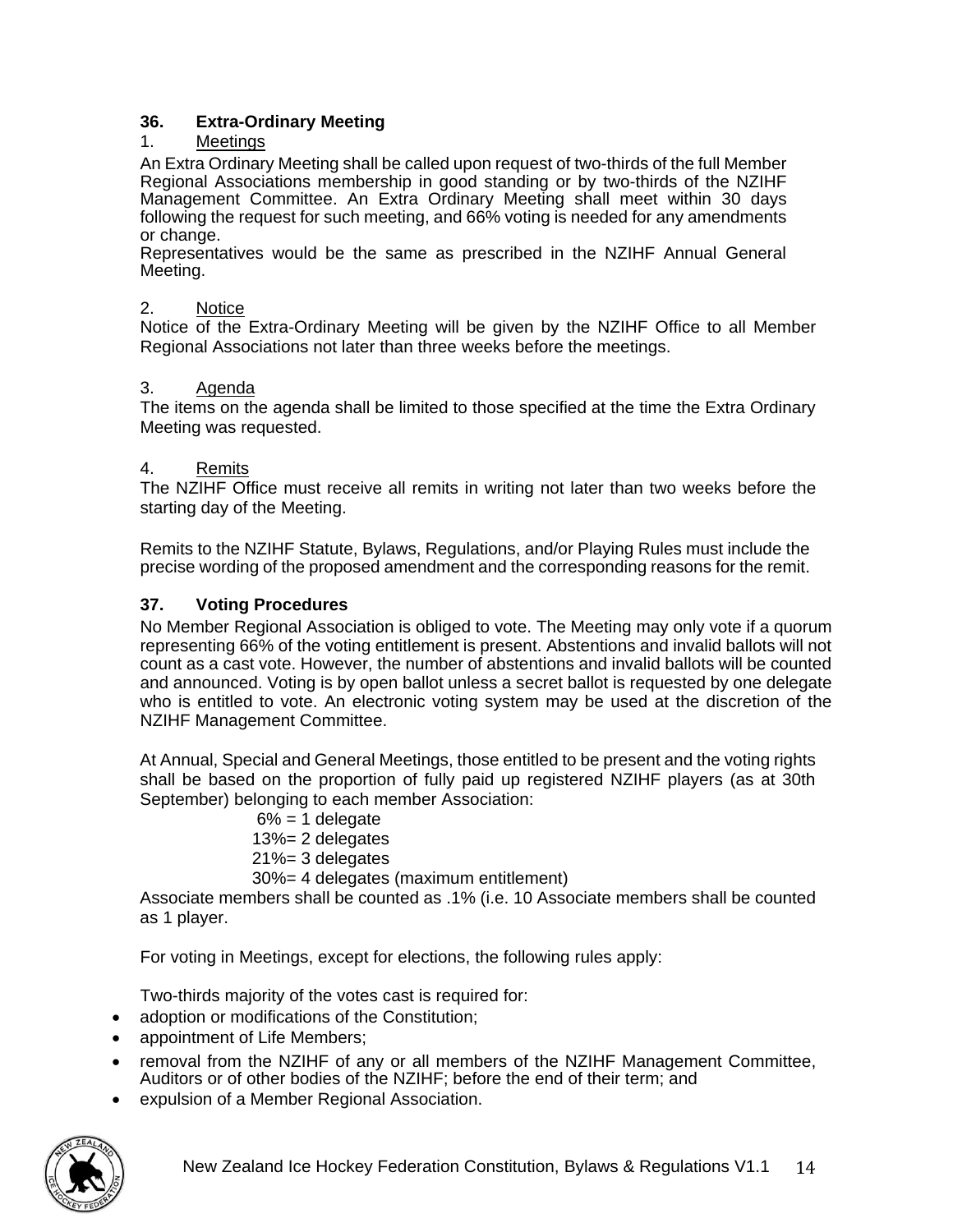### 36. Extra-Ordinary Meeting

1. <u>Meetings</u>

An Extra Ordinary Meeting shall be called upon request of two-thirds of the full Member Regional Associations membership in good standing or by two-thirds of the NZIHF Management Committee. An Extra Ordinary Meeting shall meet within 30 days following the request for such meeting, and 66% voting is needed for any amendments or change.
Representatives would be the same as prescribed in the NZIHF Annual General Meeting.

2. <u>Notice</u>

Notice of the Extra-Ordinary Meeting will be given by the NZIHF Office to all Member Regional Associations not later than three weeks before the meetings.

3. <u>Agenda</u>

The items on the agenda shall be limited to those specified at the time the Extra Ordinary Meeting was requested.

4. <u>Remits</u>

The NZIHF Office must receive all remits in writing not later than two weeks before the starting day of the Meeting.

Remits to the NZIHF Statute, Bylaws, Regulations, and/or Playing Rules must include the precise wording of the proposed amendment and the corresponding reasons for the remit.

### 37. Voting Procedures

No Member Regional Association is obliged to vote. The Meeting may only vote if a quorum representing 66% of the voting entitlement is present. Abstentions and invalid ballots will not count as a cast vote. However, the number of abstentions and invalid ballots will be counted and announced. Voting is by open ballot unless a secret ballot is requested by one delegate who is entitled to vote. An electronic voting system may be used at the discretion of the NZIHF Management Committee.

At Annual, Special and General Meetings, those entitled to be present and the voting rights shall be based on the proportion of fully paid up registered NZIHF players (as at 30th September) belonging to each member Association:

6% = 1 delegate
13%= 2 delegates
21%= 3 delegates
30%= 4 delegates (maximum entitlement)

Associate members shall be counted as .1% (i.e. 10 Associate members shall be counted as 1 player.

For voting in Meetings, except for elections, the following rules apply:

Two-thirds majority of the votes cast is required for:

- adoption or modifications of the Constitution;
- appointment of Life Members;
- removal from the NZIHF of any or all members of the NZIHF Management Committee, Auditors or of other bodies of the NZIHF; before the end of their term; and
- expulsion of a Member Regional Association.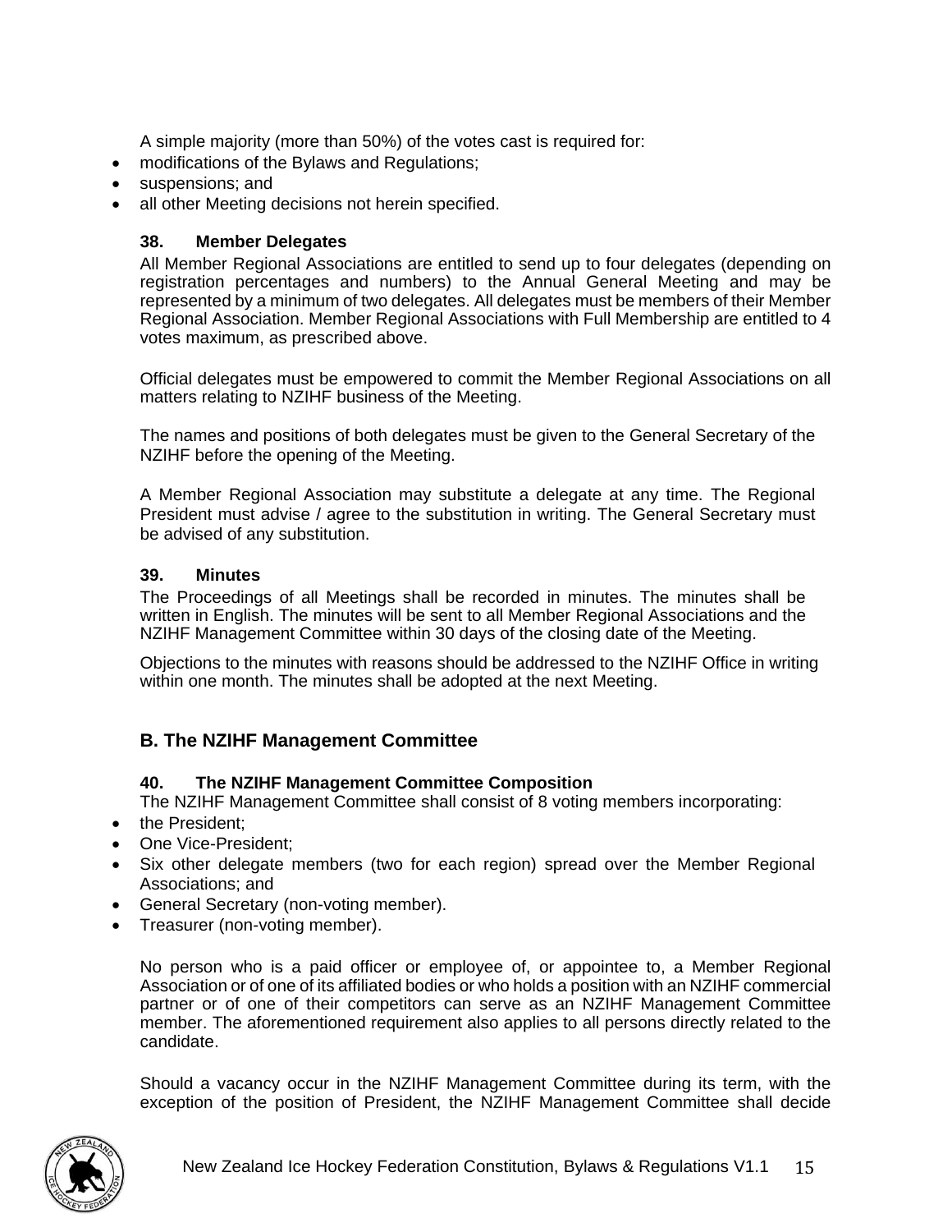A simple majority (more than 50%) of the votes cast is required for:

- modifications of the Bylaws and Regulations;
- suspensions; and
- all other Meeting decisions not herein specified.

#### 38. Member Delegates

All Member Regional Associations are entitled to send up to four delegates (depending on registration percentages and numbers) to the Annual General Meeting and may be represented by a minimum of two delegates. All delegates must be members of their Member Regional Association. Member Regional Associations with Full Membership are entitled to 4 votes maximum, as prescribed above.

Official delegates must be empowered to commit the Member Regional Associations on all matters relating to NZIHF business of the Meeting.

The names and positions of both delegates must be given to the General Secretary of the NZIHF before the opening of the Meeting.

A Member Regional Association may substitute a delegate at any time. The Regional President must advise / agree to the substitution in writing. The General Secretary must be advised of any substitution.

#### 39. Minutes

The Proceedings of all Meetings shall be recorded in minutes. The minutes shall be written in English. The minutes will be sent to all Member Regional Associations and the NZIHF Management Committee within 30 days of the closing date of the Meeting.

Objections to the minutes with reasons should be addressed to the NZIHF Office in writing within one month. The minutes shall be adopted at the next Meeting.

### B. The NZIHF Management Committee

#### 40. The NZIHF Management Committee Composition

The NZIHF Management Committee shall consist of 8 voting members incorporating:

- the President;
- One Vice-President;
- Six other delegate members (two for each region) spread over the Member Regional Associations; and
- General Secretary (non-voting member).
- Treasurer (non-voting member).

No person who is a paid officer or employee of, or appointee to, a Member Regional Association or of one of its affiliated bodies or who holds a position with an NZIHF commercial partner or of one of their competitors can serve as an NZIHF Management Committee member. The aforementioned requirement also applies to all persons directly related to the candidate.

Should a vacancy occur in the NZIHF Management Committee during its term, with the exception of the position of President, the NZIHF Management Committee shall decide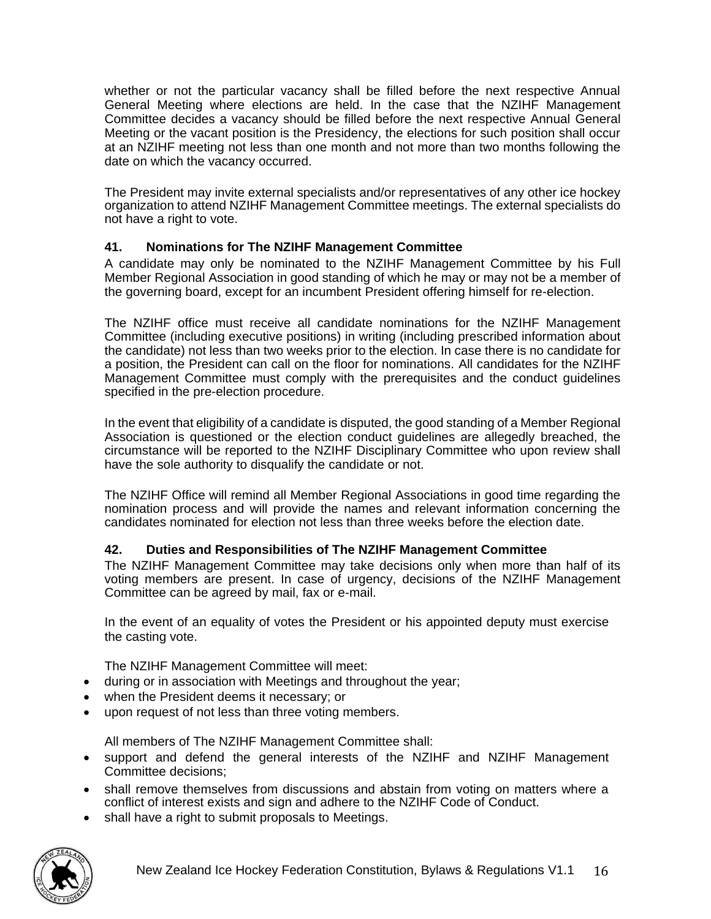whether or not the particular vacancy shall be filled before the next respective Annual General Meeting where elections are held. In the case that the NZIHF Management Committee decides a vacancy should be filled before the next respective Annual General Meeting or the vacant position is the Presidency, the elections for such position shall occur at an NZIHF meeting not less than one month and not more than two months following the date on which the vacancy occurred.

The President may invite external specialists and/or representatives of any other ice hockey organization to attend NZIHF Management Committee meetings. The external specialists do not have a right to vote.

### 41. Nominations for The NZIHF Management Committee

A candidate may only be nominated to the NZIHF Management Committee by his Full Member Regional Association in good standing of which he may or may not be a member of the governing board, except for an incumbent President offering himself for re-election.

The NZIHF office must receive all candidate nominations for the NZIHF Management Committee (including executive positions) in writing (including prescribed information about the candidate) not less than two weeks prior to the election. In case there is no candidate for a position, the President can call on the floor for nominations. All candidates for the NZIHF Management Committee must comply with the prerequisites and the conduct guidelines specified in the pre-election procedure.

In the event that eligibility of a candidate is disputed, the good standing of a Member Regional Association is questioned or the election conduct guidelines are allegedly breached, the circumstance will be reported to the NZIHF Disciplinary Committee who upon review shall have the sole authority to disqualify the candidate or not.

The NZIHF Office will remind all Member Regional Associations in good time regarding the nomination process and will provide the names and relevant information concerning the candidates nominated for election not less than three weeks before the election date.

### 42. Duties and Responsibilities of The NZIHF Management Committee

The NZIHF Management Committee may take decisions only when more than half of its voting members are present. In case of urgency, decisions of the NZIHF Management Committee can be agreed by mail, fax or e-mail.

In the event of an equality of votes the President or his appointed deputy must exercise the casting vote.

The NZIHF Management Committee will meet:

- during or in association with Meetings and throughout the year;
- when the President deems it necessary; or
- upon request of not less than three voting members.

All members of The NZIHF Management Committee shall:

- support and defend the general interests of the NZIHF and NZIHF Management Committee decisions;
- shall remove themselves from discussions and abstain from voting on matters where a conflict of interest exists and sign and adhere to the NZIHF Code of Conduct.
- shall have a right to submit proposals to Meetings.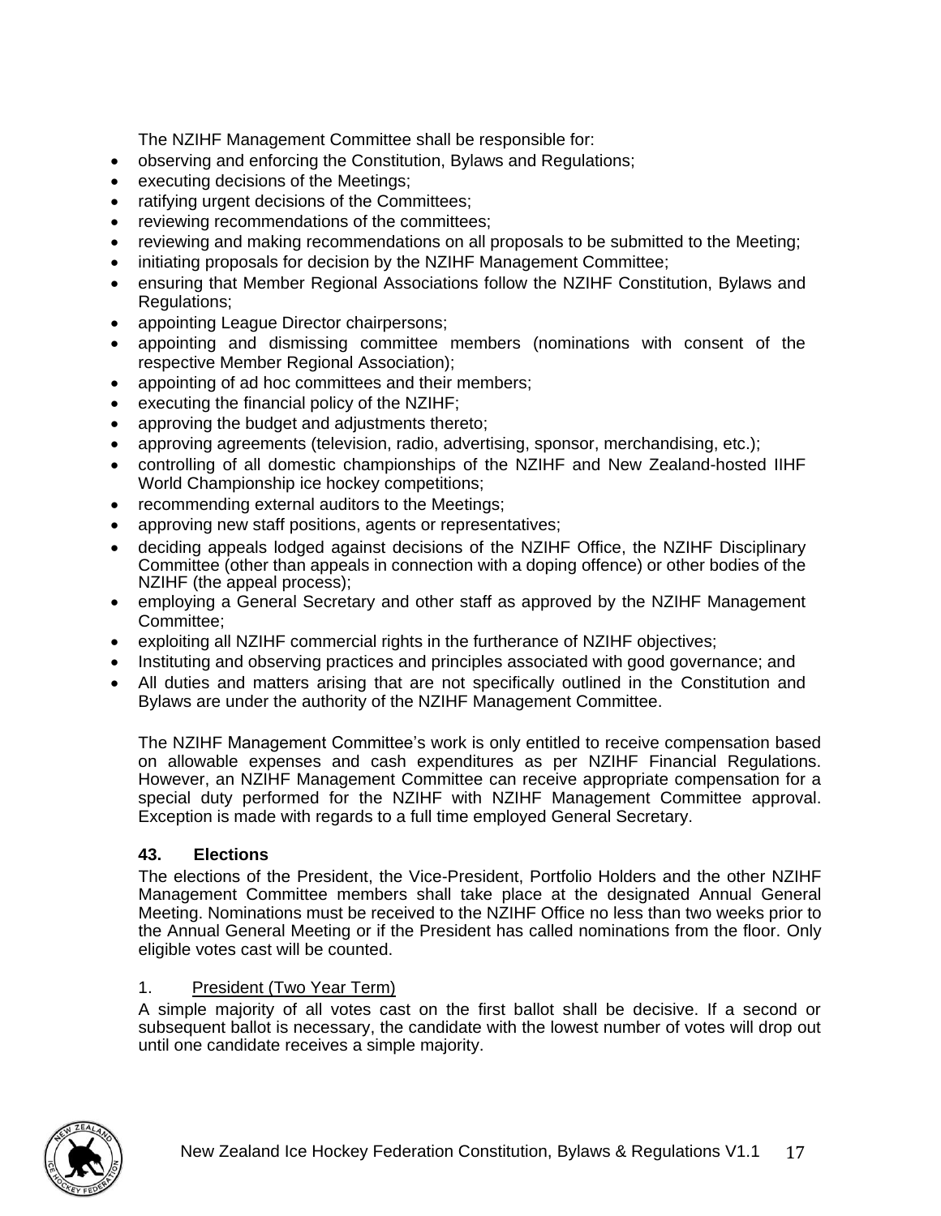The NZIHF Management Committee shall be responsible for:

- observing and enforcing the Constitution, Bylaws and Regulations;
- executing decisions of the Meetings;
- ratifying urgent decisions of the Committees;
- reviewing recommendations of the committees;
- reviewing and making recommendations on all proposals to be submitted to the Meeting;
- initiating proposals for decision by the NZIHF Management Committee;
- ensuring that Member Regional Associations follow the NZIHF Constitution, Bylaws and Regulations;
- appointing League Director chairpersons;
- appointing and dismissing committee members (nominations with consent of the respective Member Regional Association);
- appointing of ad hoc committees and their members;
- executing the financial policy of the NZIHF;
- approving the budget and adjustments thereto;
- approving agreements (television, radio, advertising, sponsor, merchandising, etc.);
- controlling of all domestic championships of the NZIHF and New Zealand-hosted IIHF World Championship ice hockey competitions;
- recommending external auditors to the Meetings;
- approving new staff positions, agents or representatives;
- deciding appeals lodged against decisions of the NZIHF Office, the NZIHF Disciplinary Committee (other than appeals in connection with a doping offence) or other bodies of the NZIHF (the appeal process);
- employing a General Secretary and other staff as approved by the NZIHF Management Committee;
- exploiting all NZIHF commercial rights in the furtherance of NZIHF objectives;
- Instituting and observing practices and principles associated with good governance; and
- All duties and matters arising that are not specifically outlined in the Constitution and Bylaws are under the authority of the NZIHF Management Committee.

The NZIHF Management Committee's work is only entitled to receive compensation based on allowable expenses and cash expenditures as per NZIHF Financial Regulations. However, an NZIHF Management Committee can receive appropriate compensation for a special duty performed for the NZIHF with NZIHF Management Committee approval. Exception is made with regards to a full time employed General Secretary.

### 43. Elections

The elections of the President, the Vice-President, Portfolio Holders and the other NZIHF Management Committee members shall take place at the designated Annual General Meeting. Nominations must be received to the NZIHF Office no less than two weeks prior to the Annual General Meeting or if the President has called nominations from the floor. Only eligible votes cast will be counted.

1. <u>President (Two Year Term)</u>

A simple majority of all votes cast on the first ballot shall be decisive. If a second or subsequent ballot is necessary, the candidate with the lowest number of votes will drop out until one candidate receives a simple majority.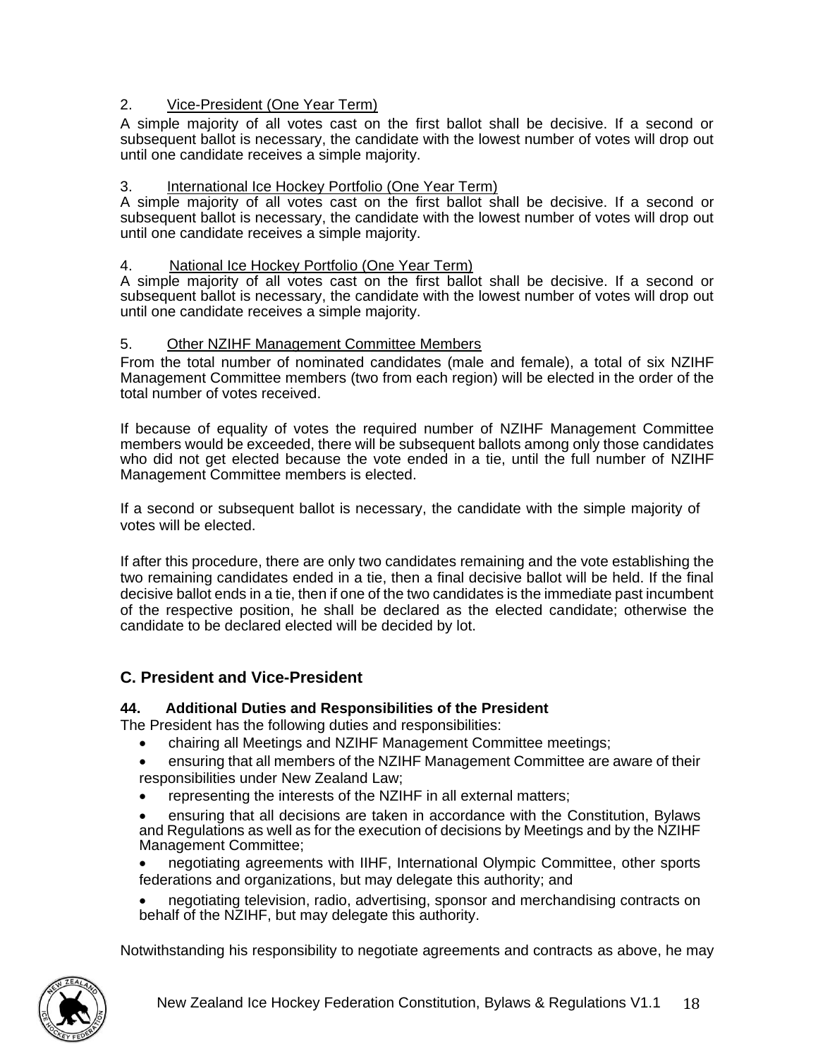2. Vice-President (One Year Term)

A simple majority of all votes cast on the first ballot shall be decisive. If a second or subsequent ballot is necessary, the candidate with the lowest number of votes will drop out until one candidate receives a simple majority.

3. International Ice Hockey Portfolio (One Year Term)

A simple majority of all votes cast on the first ballot shall be decisive. If a second or subsequent ballot is necessary, the candidate with the lowest number of votes will drop out until one candidate receives a simple majority.

4. National Ice Hockey Portfolio (One Year Term)

A simple majority of all votes cast on the first ballot shall be decisive. If a second or subsequent ballot is necessary, the candidate with the lowest number of votes will drop out until one candidate receives a simple majority.

5. Other NZIHF Management Committee Members

From the total number of nominated candidates (male and female), a total of six NZIHF Management Committee members (two from each region) will be elected in the order of the total number of votes received.

If because of equality of votes the required number of NZIHF Management Committee members would be exceeded, there will be subsequent ballots among only those candidates who did not get elected because the vote ended in a tie, until the full number of NZIHF Management Committee members is elected.

If a second or subsequent ballot is necessary, the candidate with the simple majority of votes will be elected.

If after this procedure, there are only two candidates remaining and the vote establishing the two remaining candidates ended in a tie, then a final decisive ballot will be held. If the final decisive ballot ends in a tie, then if one of the two candidates is the immediate past incumbent of the respective position, he shall be declared as the elected candidate; otherwise the candidate to be declared elected will be decided by lot.

## C. President and Vice-President

### 44. Additional Duties and Responsibilities of the President

The President has the following duties and responsibilities:

- chairing all Meetings and NZIHF Management Committee meetings;
- ensuring that all members of the NZIHF Management Committee are aware of their responsibilities under New Zealand Law;
- representing the interests of the NZIHF in all external matters;
- ensuring that all decisions are taken in accordance with the Constitution, Bylaws and Regulations as well as for the execution of decisions by Meetings and by the NZIHF Management Committee;
- negotiating agreements with IIHF, International Olympic Committee, other sports federations and organizations, but may delegate this authority; and
- negotiating television, radio, advertising, sponsor and merchandising contracts on behalf of the NZIHF, but may delegate this authority.

Notwithstanding his responsibility to negotiate agreements and contracts as above, he may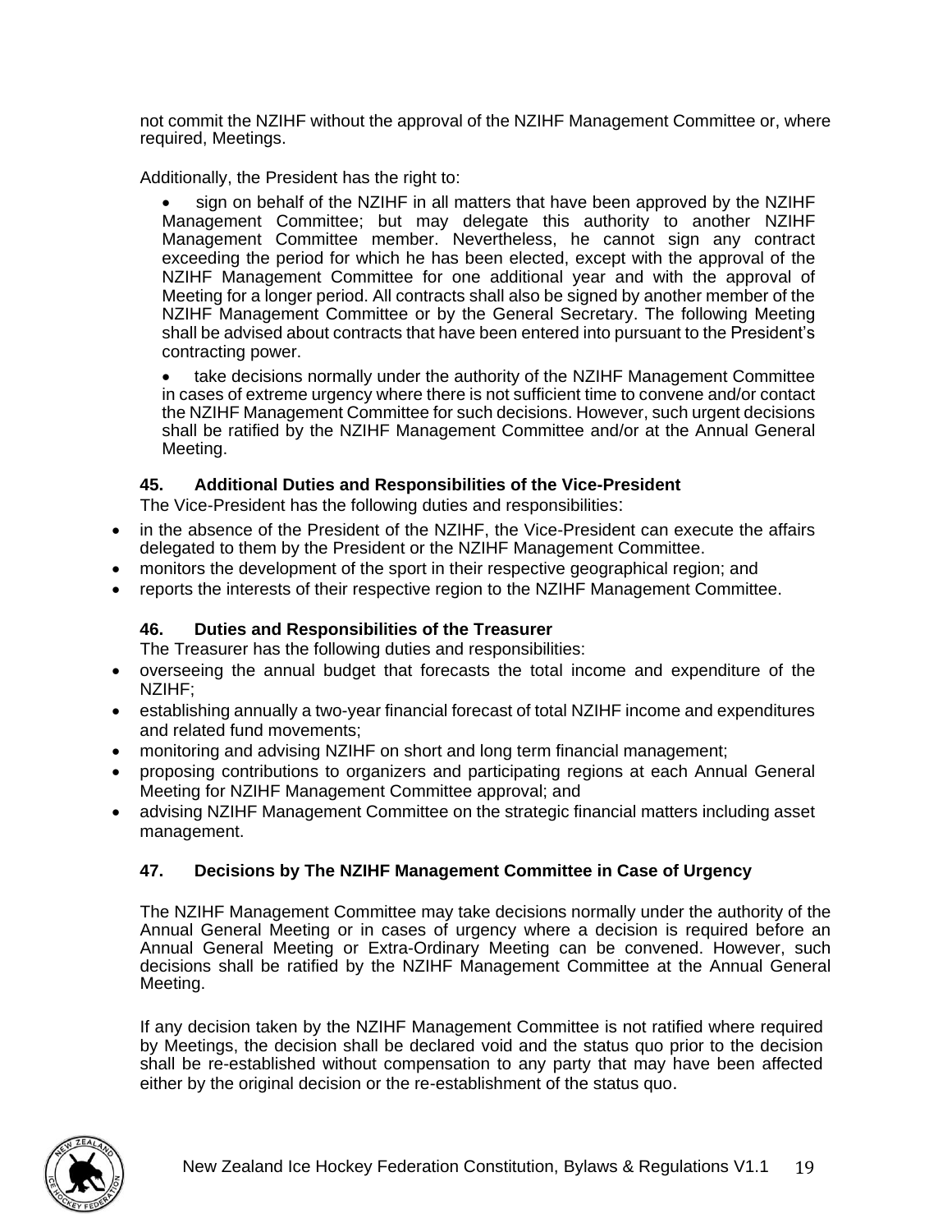not commit the NZIHF without the approval of the NZIHF Management Committee or, where required, Meetings.

Additionally, the President has the right to:

- sign on behalf of the NZIHF in all matters that have been approved by the NZIHF Management Committee; but may delegate this authority to another NZIHF Management Committee member. Nevertheless, he cannot sign any contract exceeding the period for which he has been elected, except with the approval of the NZIHF Management Committee for one additional year and with the approval of Meeting for a longer period. All contracts shall also be signed by another member of the NZIHF Management Committee or by the General Secretary. The following Meeting shall be advised about contracts that have been entered into pursuant to the President's contracting power.
- take decisions normally under the authority of the NZIHF Management Committee in cases of extreme urgency where there is not sufficient time to convene and/or contact the NZIHF Management Committee for such decisions. However, such urgent decisions shall be ratified by the NZIHF Management Committee and/or at the Annual General Meeting.

### 45. Additional Duties and Responsibilities of the Vice-President

The Vice-President has the following duties and responsibilities:

- in the absence of the President of the NZIHF, the Vice-President can execute the affairs delegated to them by the President or the NZIHF Management Committee.
- monitors the development of the sport in their respective geographical region; and
- reports the interests of their respective region to the NZIHF Management Committee.

### 46. Duties and Responsibilities of the Treasurer

The Treasurer has the following duties and responsibilities:

- overseeing the annual budget that forecasts the total income and expenditure of the NZIHF;
- establishing annually a two-year financial forecast of total NZIHF income and expenditures and related fund movements;
- monitoring and advising NZIHF on short and long term financial management;
- proposing contributions to organizers and participating regions at each Annual General Meeting for NZIHF Management Committee approval; and
- advising NZIHF Management Committee on the strategic financial matters including asset management.

### 47. Decisions by The NZIHF Management Committee in Case of Urgency

The NZIHF Management Committee may take decisions normally under the authority of the Annual General Meeting or in cases of urgency where a decision is required before an Annual General Meeting or Extra-Ordinary Meeting can be convened. However, such decisions shall be ratified by the NZIHF Management Committee at the Annual General Meeting.

If any decision taken by the NZIHF Management Committee is not ratified where required by Meetings, the decision shall be declared void and the status quo prior to the decision shall be re-established without compensation to any party that may have been affected either by the original decision or the re-establishment of the status quo.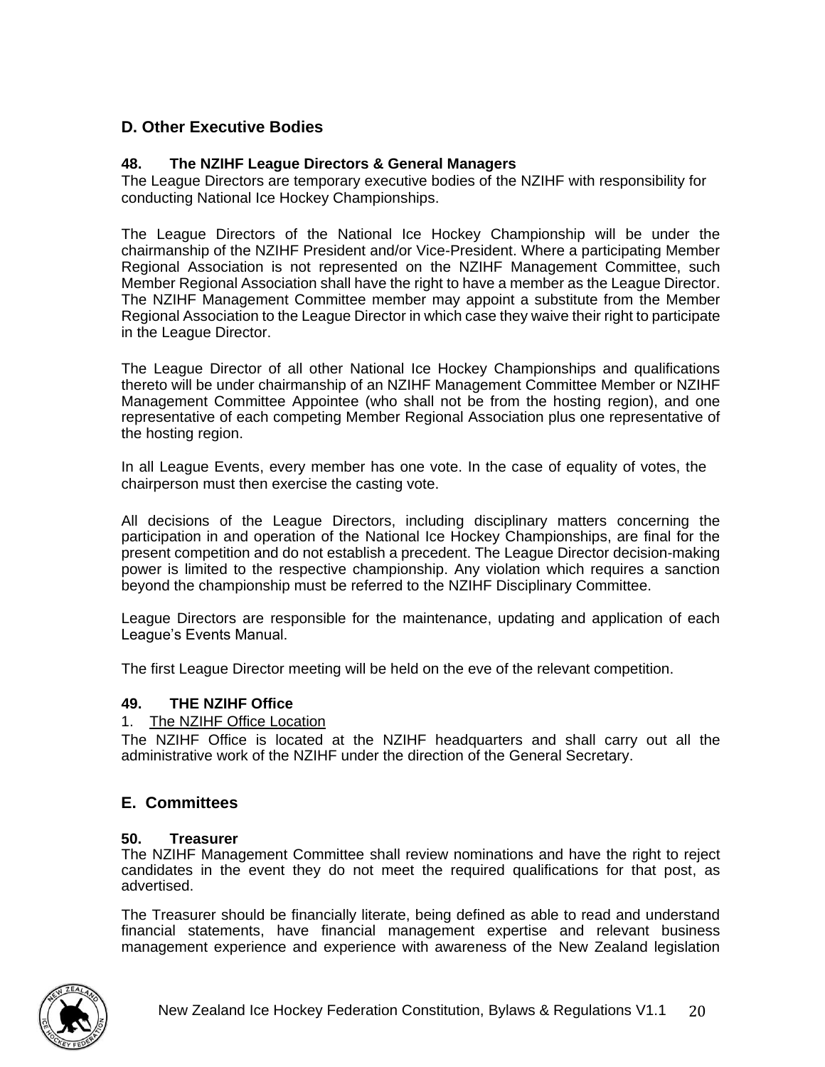## D. Other Executive Bodies

### 48. The NZIHF League Directors & General Managers

The League Directors are temporary executive bodies of the NZIHF with responsibility for conducting National Ice Hockey Championships.

The League Directors of the National Ice Hockey Championship will be under the chairmanship of the NZIHF President and/or Vice-President. Where a participating Member Regional Association is not represented on the NZIHF Management Committee, such Member Regional Association shall have the right to have a member as the League Director. The NZIHF Management Committee member may appoint a substitute from the Member Regional Association to the League Director in which case they waive their right to participate in the League Director.

The League Director of all other National Ice Hockey Championships and qualifications thereto will be under chairmanship of an NZIHF Management Committee Member or NZIHF Management Committee Appointee (who shall not be from the hosting region), and one representative of each competing Member Regional Association plus one representative of the hosting region.

In all League Events, every member has one vote. In the case of equality of votes, the chairperson must then exercise the casting vote.

All decisions of the League Directors, including disciplinary matters concerning the participation in and operation of the National Ice Hockey Championships, are final for the present competition and do not establish a precedent. The League Director decision-making power is limited to the respective championship. Any violation which requires a sanction beyond the championship must be referred to the NZIHF Disciplinary Committee.

League Directors are responsible for the maintenance, updating and application of each League's Events Manual.

The first League Director meeting will be held on the eve of the relevant competition.

### 49. THE NZIHF Office

1. The NZIHF Office Location

The NZIHF Office is located at the NZIHF headquarters and shall carry out all the administrative work of the NZIHF under the direction of the General Secretary.

## E. Committees

### 50. Treasurer

The NZIHF Management Committee shall review nominations and have the right to reject candidates in the event they do not meet the required qualifications for that post, as advertised.

The Treasurer should be financially literate, being defined as able to read and understand financial statements, have financial management expertise and relevant business management experience and experience with awareness of the New Zealand legislation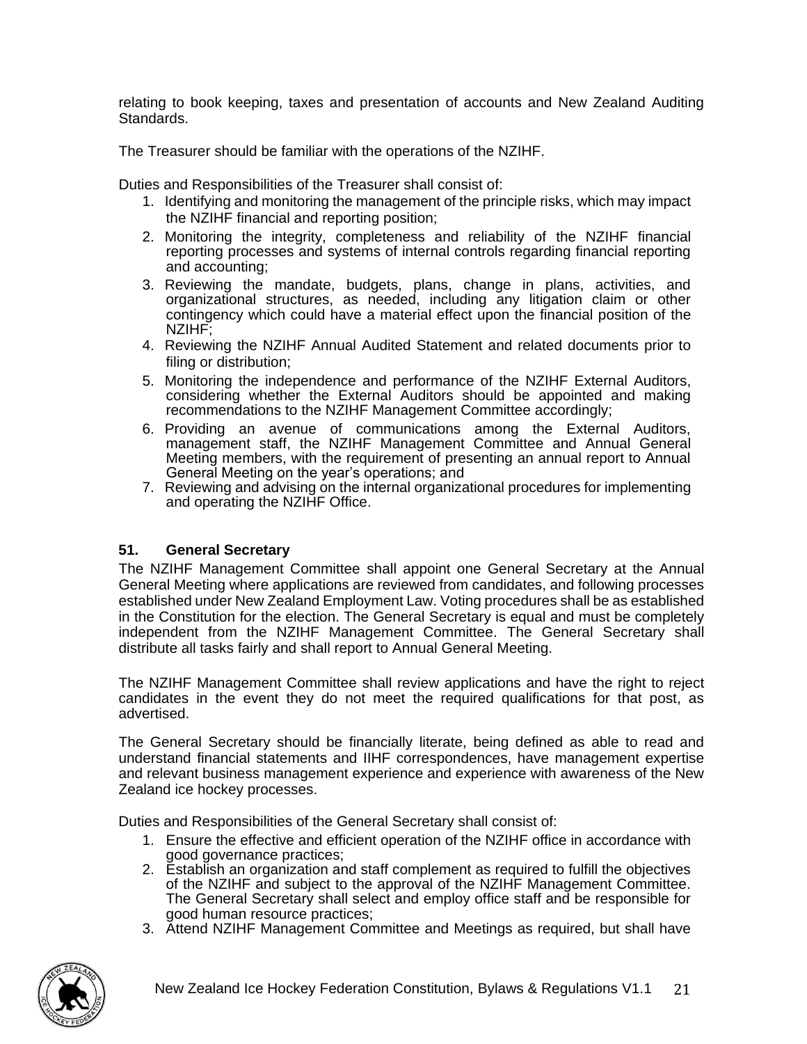relating to book keeping, taxes and presentation of accounts and New Zealand Auditing Standards.

The Treasurer should be familiar with the operations of the NZIHF.

Duties and Responsibilities of the Treasurer shall consist of:

1. Identifying and monitoring the management of the principle risks, which may impact the NZIHF financial and reporting position;
2. Monitoring the integrity, completeness and reliability of the NZIHF financial reporting processes and systems of internal controls regarding financial reporting and accounting;
3. Reviewing the mandate, budgets, plans, change in plans, activities, and organizational structures, as needed, including any litigation claim or other contingency which could have a material effect upon the financial position of the NZIHF;
4. Reviewing the NZIHF Annual Audited Statement and related documents prior to filing or distribution;
5. Monitoring the independence and performance of the NZIHF External Auditors, considering whether the External Auditors should be appointed and making recommendations to the NZIHF Management Committee accordingly;
6. Providing an avenue of communications among the External Auditors, management staff, the NZIHF Management Committee and Annual General Meeting members, with the requirement of presenting an annual report to Annual General Meeting on the year's operations; and
7. Reviewing and advising on the internal organizational procedures for implementing and operating the NZIHF Office.

### 51. General Secretary

The NZIHF Management Committee shall appoint one General Secretary at the Annual General Meeting where applications are reviewed from candidates, and following processes established under New Zealand Employment Law. Voting procedures shall be as established in the Constitution for the election. The General Secretary is equal and must be completely independent from the NZIHF Management Committee. The General Secretary shall distribute all tasks fairly and shall report to Annual General Meeting.

The NZIHF Management Committee shall review applications and have the right to reject candidates in the event they do not meet the required qualifications for that post, as advertised.

The General Secretary should be financially literate, being defined as able to read and understand financial statements and IIHF correspondences, have management expertise and relevant business management experience and experience with awareness of the New Zealand ice hockey processes.

Duties and Responsibilities of the General Secretary shall consist of:

1. Ensure the effective and efficient operation of the NZIHF office in accordance with good governance practices;
2. Establish an organization and staff complement as required to fulfill the objectives of the NZIHF and subject to the approval of the NZIHF Management Committee. The General Secretary shall select and employ office staff and be responsible for good human resource practices;
3. Attend NZIHF Management Committee and Meetings as required, but shall have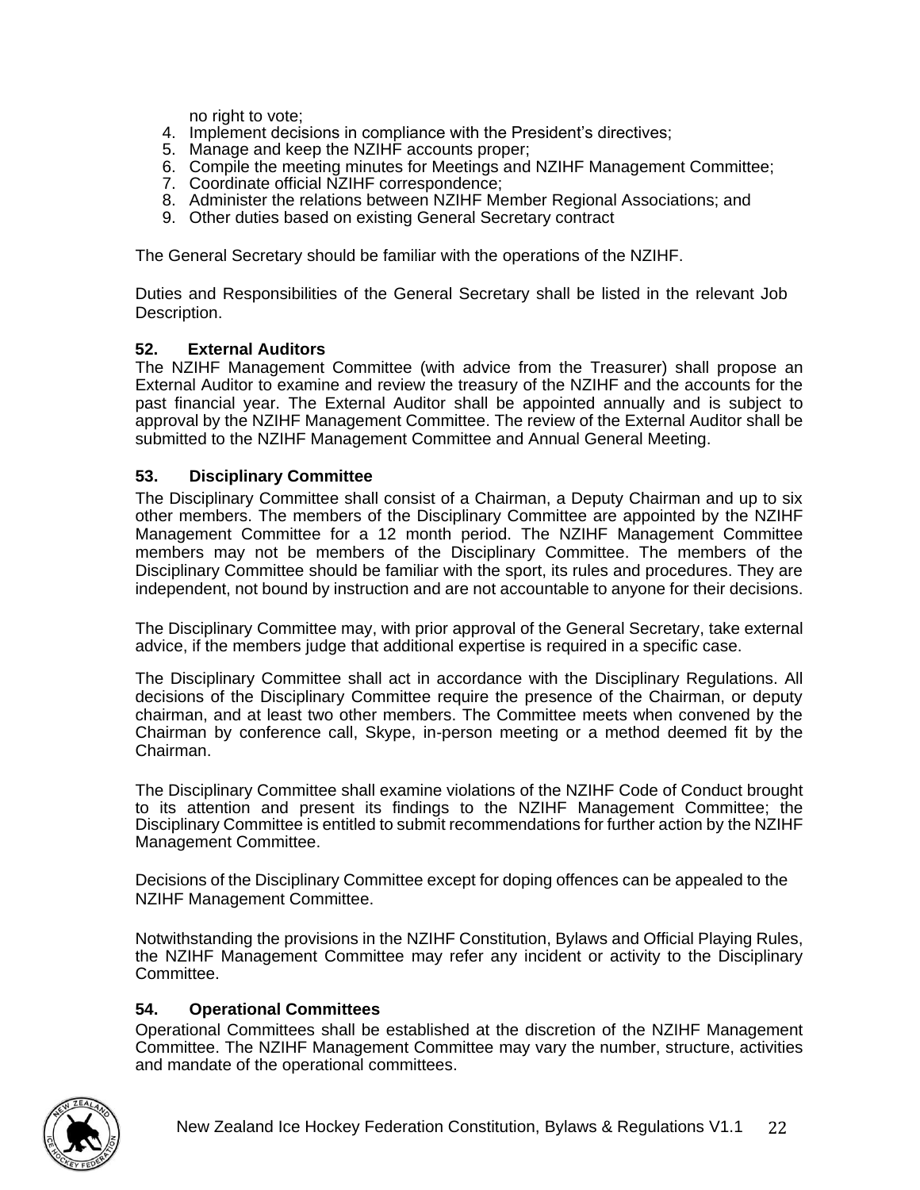no right to vote;

4. Implement decisions in compliance with the President's directives;
5. Manage and keep the NZIHF accounts proper;
6. Compile the meeting minutes for Meetings and NZIHF Management Committee;
7. Coordinate official NZIHF correspondence;
8. Administer the relations between NZIHF Member Regional Associations; and
9. Other duties based on existing General Secretary contract

The General Secretary should be familiar with the operations of the NZIHF.

Duties and Responsibilities of the General Secretary shall be listed in the relevant Job Description.

**52. External Auditors**

The NZIHF Management Committee (with advice from the Treasurer) shall propose an External Auditor to examine and review the treasury of the NZIHF and the accounts for the past financial year. The External Auditor shall be appointed annually and is subject to approval by the NZIHF Management Committee. The review of the External Auditor shall be submitted to the NZIHF Management Committee and Annual General Meeting.

**53. Disciplinary Committee**

The Disciplinary Committee shall consist of a Chairman, a Deputy Chairman and up to six other members. The members of the Disciplinary Committee are appointed by the NZIHF Management Committee for a 12 month period. The NZIHF Management Committee members may not be members of the Disciplinary Committee. The members of the Disciplinary Committee should be familiar with the sport, its rules and procedures. They are independent, not bound by instruction and are not accountable to anyone for their decisions.

The Disciplinary Committee may, with prior approval of the General Secretary, take external advice, if the members judge that additional expertise is required in a specific case.

The Disciplinary Committee shall act in accordance with the Disciplinary Regulations. All decisions of the Disciplinary Committee require the presence of the Chairman, or deputy chairman, and at least two other members. The Committee meets when convened by the Chairman by conference call, Skype, in-person meeting or a method deemed fit by the Chairman.

The Disciplinary Committee shall examine violations of the NZIHF Code of Conduct brought to its attention and present its findings to the NZIHF Management Committee; the Disciplinary Committee is entitled to submit recommendations for further action by the NZIHF Management Committee.

Decisions of the Disciplinary Committee except for doping offences can be appealed to the NZIHF Management Committee.

Notwithstanding the provisions in the NZIHF Constitution, Bylaws and Official Playing Rules, the NZIHF Management Committee may refer any incident or activity to the Disciplinary Committee.

**54. Operational Committees**

Operational Committees shall be established at the discretion of the NZIHF Management Committee. The NZIHF Management Committee may vary the number, structure, activities and mandate of the operational committees.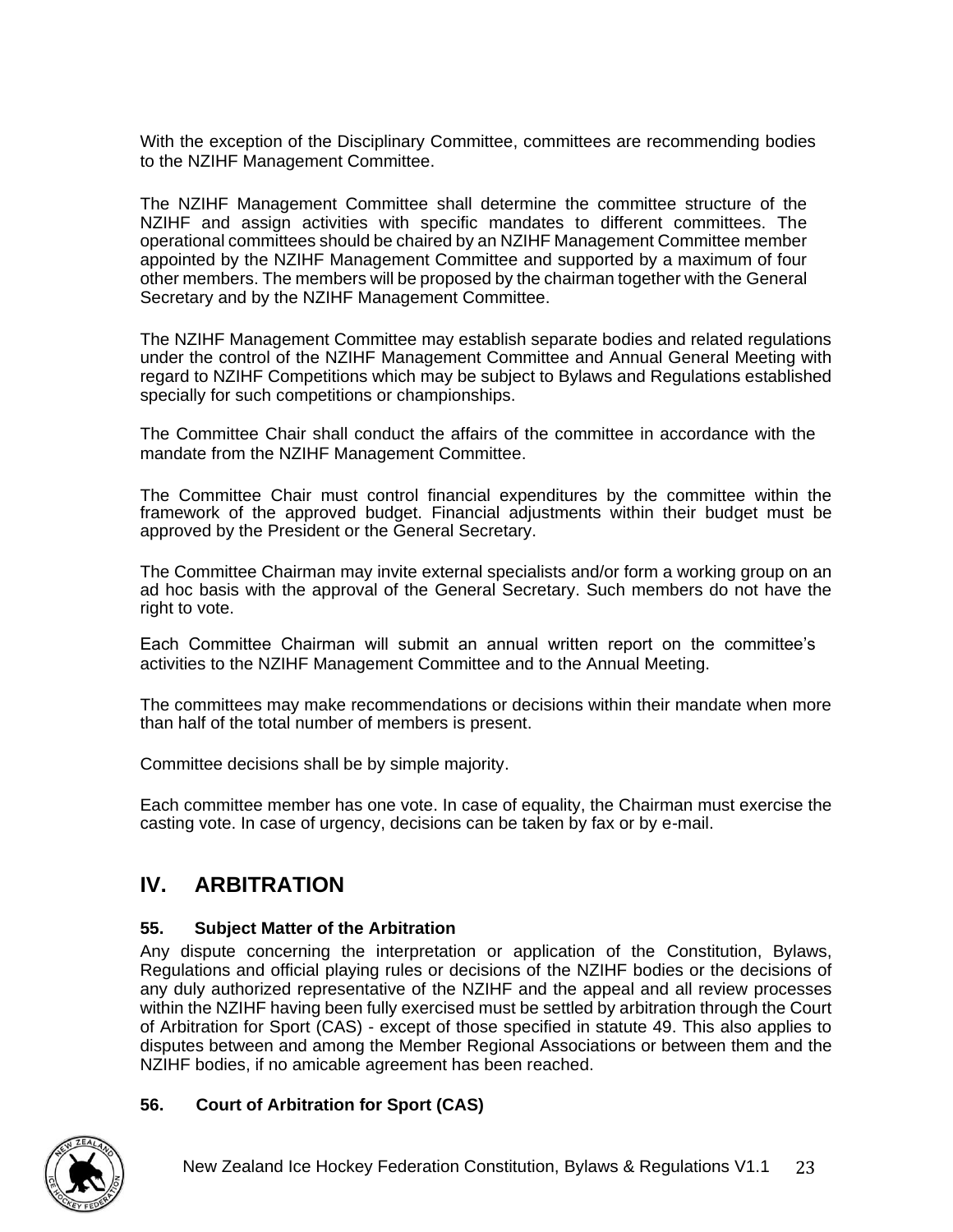With the exception of the Disciplinary Committee, committees are recommending bodies to the NZIHF Management Committee.

The NZIHF Management Committee shall determine the committee structure of the NZIHF and assign activities with specific mandates to different committees. The operational committees should be chaired by an NZIHF Management Committee member appointed by the NZIHF Management Committee and supported by a maximum of four other members. The members will be proposed by the chairman together with the General Secretary and by the NZIHF Management Committee.

The NZIHF Management Committee may establish separate bodies and related regulations under the control of the NZIHF Management Committee and Annual General Meeting with regard to NZIHF Competitions which may be subject to Bylaws and Regulations established specially for such competitions or championships.

The Committee Chair shall conduct the affairs of the committee in accordance with the mandate from the NZIHF Management Committee.

The Committee Chair must control financial expenditures by the committee within the framework of the approved budget. Financial adjustments within their budget must be approved by the President or the General Secretary.

The Committee Chairman may invite external specialists and/or form a working group on an ad hoc basis with the approval of the General Secretary. Such members do not have the right to vote.

Each Committee Chairman will submit an annual written report on the committee's activities to the NZIHF Management Committee and to the Annual Meeting.

The committees may make recommendations or decisions within their mandate when more than half of the total number of members is present.

Committee decisions shall be by simple majority.

Each committee member has one vote. In case of equality, the Chairman must exercise the casting vote. In case of urgency, decisions can be taken by fax or by e-mail.

## IV. ARBITRATION

### 55. Subject Matter of the Arbitration

Any dispute concerning the interpretation or application of the Constitution, Bylaws, Regulations and official playing rules or decisions of the NZIHF bodies or the decisions of any duly authorized representative of the NZIHF and the appeal and all review processes within the NZIHF having been fully exercised must be settled by arbitration through the Court of Arbitration for Sport (CAS) - except of those specified in statute 49. This also applies to disputes between and among the Member Regional Associations or between them and the NZIHF bodies, if no amicable agreement has been reached.

### 56. Court of Arbitration for Sport (CAS)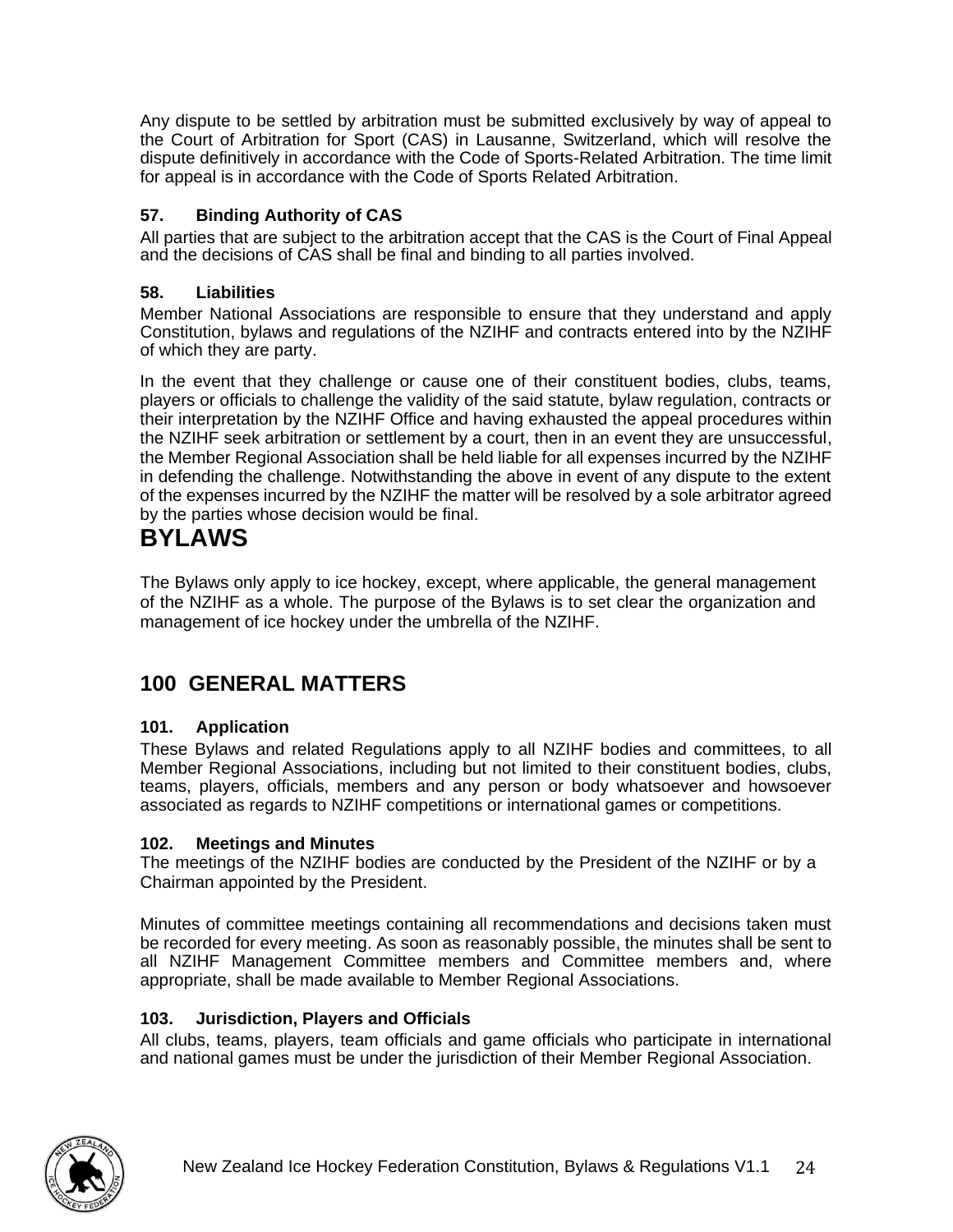Any dispute to be settled by arbitration must be submitted exclusively by way of appeal to the Court of Arbitration for Sport (CAS) in Lausanne, Switzerland, which will resolve the dispute definitively in accordance with the Code of Sports-Related Arbitration. The time limit for appeal is in accordance with the Code of Sports Related Arbitration.

### 57. Binding Authority of CAS

All parties that are subject to the arbitration accept that the CAS is the Court of Final Appeal and the decisions of CAS shall be final and binding to all parties involved.

### 58. Liabilities

Member National Associations are responsible to ensure that they understand and apply Constitution, bylaws and regulations of the NZIHF and contracts entered into by the NZIHF of which they are party.

In the event that they challenge or cause one of their constituent bodies, clubs, teams, players or officials to challenge the validity of the said statute, bylaw regulation, contracts or their interpretation by the NZIHF Office and having exhausted the appeal procedures within the NZIHF seek arbitration or settlement by a court, then in an event they are unsuccessful, the Member Regional Association shall be held liable for all expenses incurred by the NZIHF in defending the challenge. Notwithstanding the above in event of any dispute to the extent of the expenses incurred by the NZIHF the matter will be resolved by a sole arbitrator agreed by the parties whose decision would be final.

# BYLAWS

The Bylaws only apply to ice hockey, except, where applicable, the general management of the NZIHF as a whole. The purpose of the Bylaws is to set clear the organization and management of ice hockey under the umbrella of the NZIHF.

## 100 GENERAL MATTERS

### 101. Application

These Bylaws and related Regulations apply to all NZIHF bodies and committees, to all Member Regional Associations, including but not limited to their constituent bodies, clubs, teams, players, officials, members and any person or body whatsoever and howsoever associated as regards to NZIHF competitions or international games or competitions.

### 102. Meetings and Minutes

The meetings of the NZIHF bodies are conducted by the President of the NZIHF or by a Chairman appointed by the President.

Minutes of committee meetings containing all recommendations and decisions taken must be recorded for every meeting. As soon as reasonably possible, the minutes shall be sent to all NZIHF Management Committee members and Committee members and, where appropriate, shall be made available to Member Regional Associations.

### 103. Jurisdiction, Players and Officials

All clubs, teams, players, team officials and game officials who participate in international and national games must be under the jurisdiction of their Member Regional Association.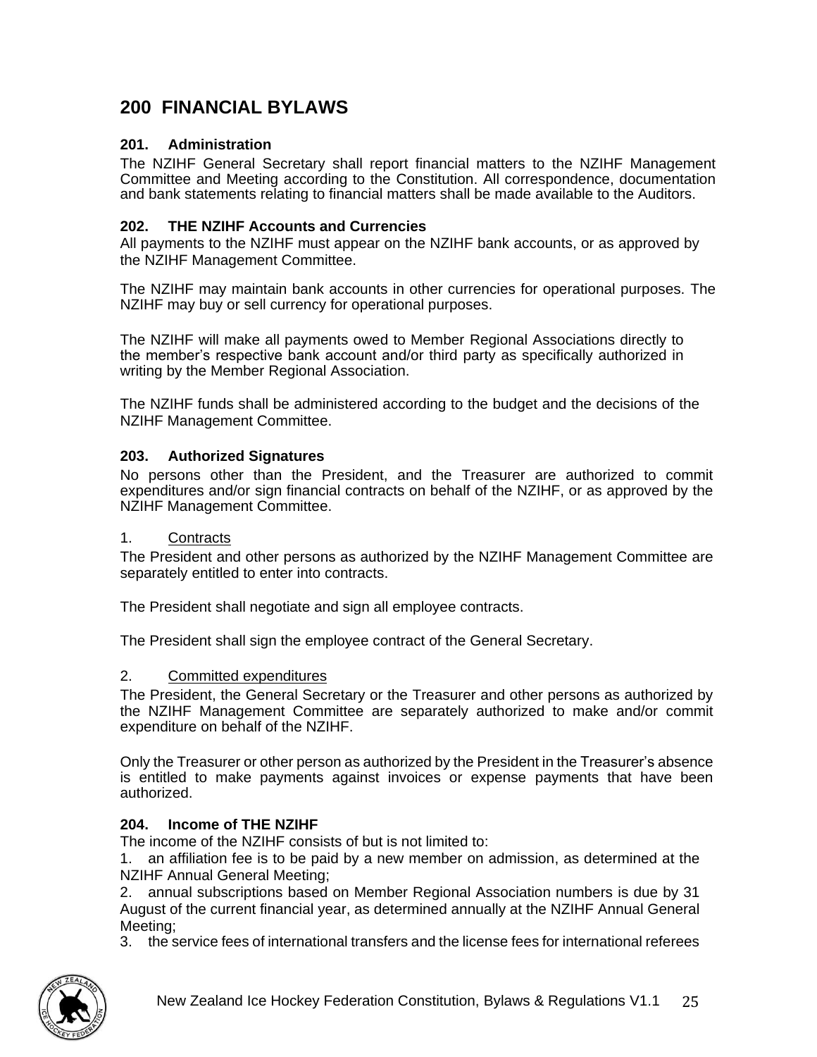# 200 FINANCIAL BYLAWS

### 201. Administration

The NZIHF General Secretary shall report financial matters to the NZIHF Management Committee and Meeting according to the Constitution. All correspondence, documentation and bank statements relating to financial matters shall be made available to the Auditors.

### 202. THE NZIHF Accounts and Currencies

All payments to the NZIHF must appear on the NZIHF bank accounts, or as approved by the NZIHF Management Committee.

The NZIHF may maintain bank accounts in other currencies for operational purposes. The NZIHF may buy or sell currency for operational purposes.

The NZIHF will make all payments owed to Member Regional Associations directly to the member's respective bank account and/or third party as specifically authorized in writing by the Member Regional Association.

The NZIHF funds shall be administered according to the budget and the decisions of the NZIHF Management Committee.

### 203. Authorized Signatures

No persons other than the President, and the Treasurer are authorized to commit expenditures and/or sign financial contracts on behalf of the NZIHF, or as approved by the NZIHF Management Committee.

1. Contracts

The President and other persons as authorized by the NZIHF Management Committee are separately entitled to enter into contracts.

The President shall negotiate and sign all employee contracts.

The President shall sign the employee contract of the General Secretary.

2. Committed expenditures

The President, the General Secretary or the Treasurer and other persons as authorized by the NZIHF Management Committee are separately authorized to make and/or commit expenditure on behalf of the NZIHF.

Only the Treasurer or other person as authorized by the President in the Treasurer's absence is entitled to make payments against invoices or expense payments that have been authorized.

### 204. Income of THE NZIHF

The income of the NZIHF consists of but is not limited to:

1. an affiliation fee is to be paid by a new member on admission, as determined at the NZIHF Annual General Meeting;
2. annual subscriptions based on Member Regional Association numbers is due by 31 August of the current financial year, as determined annually at the NZIHF Annual General Meeting;
3. the service fees of international transfers and the license fees for international referees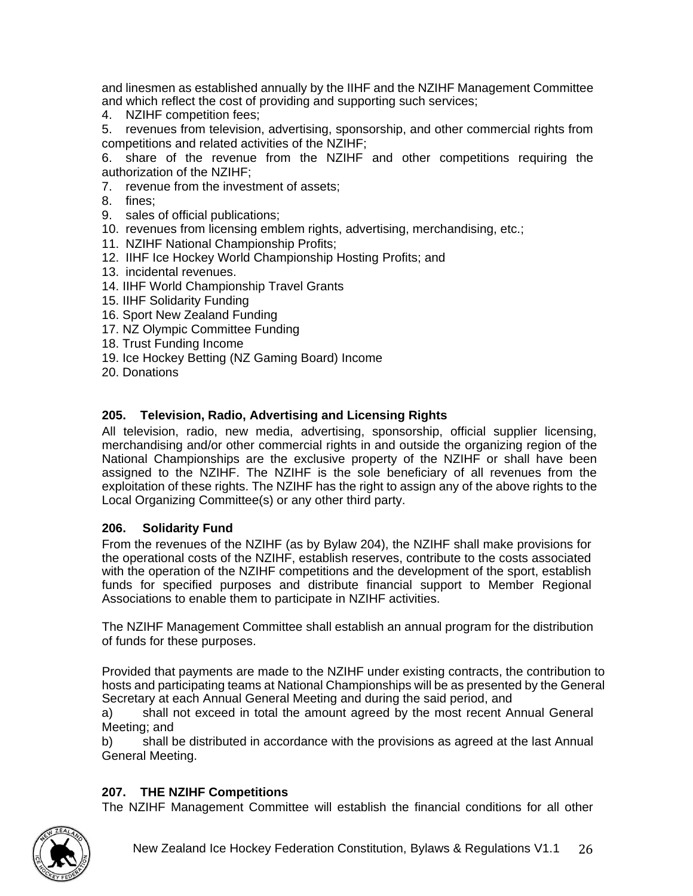and linesmen as established annually by the IIHF and the NZIHF Management Committee and which reflect the cost of providing and supporting such services;

4. NZIHF competition fees;
5. revenues from television, advertising, sponsorship, and other commercial rights from competitions and related activities of the NZIHF;
6. share of the revenue from the NZIHF and other competitions requiring the authorization of the NZIHF;
7. revenue from the investment of assets;
8. fines;
9. sales of official publications;
10. revenues from licensing emblem rights, advertising, merchandising, etc.;
11. NZIHF National Championship Profits;
12. IIHF Ice Hockey World Championship Hosting Profits; and
13. incidental revenues.
14. IIHF World Championship Travel Grants
15. IIHF Solidarity Funding
16. Sport New Zealand Funding
17. NZ Olympic Committee Funding
18. Trust Funding Income
19. Ice Hockey Betting (NZ Gaming Board) Income
20. Donations

**205. Television, Radio, Advertising and Licensing Rights**

All television, radio, new media, advertising, sponsorship, official supplier licensing, merchandising and/or other commercial rights in and outside the organizing region of the National Championships are the exclusive property of the NZIHF or shall have been assigned to the NZIHF. The NZIHF is the sole beneficiary of all revenues from the exploitation of these rights. The NZIHF has the right to assign any of the above rights to the Local Organizing Committee(s) or any other third party.

**206. Solidarity Fund**

From the revenues of the NZIHF (as by Bylaw 204), the NZIHF shall make provisions for the operational costs of the NZIHF, establish reserves, contribute to the costs associated with the operation of the NZIHF competitions and the development of the sport, establish funds for specified purposes and distribute financial support to Member Regional Associations to enable them to participate in NZIHF activities.

The NZIHF Management Committee shall establish an annual program for the distribution of funds for these purposes.

Provided that payments are made to the NZIHF under existing contracts, the contribution to hosts and participating teams at National Championships will be as presented by the General Secretary at each Annual General Meeting and during the said period, and

a) shall not exceed in total the amount agreed by the most recent Annual General Meeting; and

b) shall be distributed in accordance with the provisions as agreed at the last Annual General Meeting.

**207. THE NZIHF Competitions**

The NZIHF Management Committee will establish the financial conditions for all other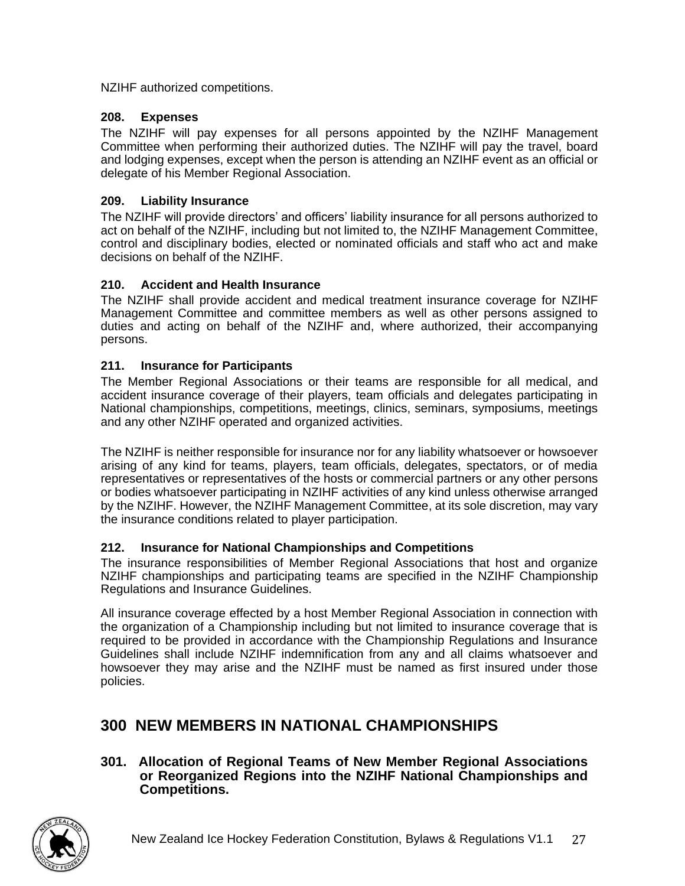NZIHF authorized competitions.

### 208. Expenses

The NZIHF will pay expenses for all persons appointed by the NZIHF Management Committee when performing their authorized duties. The NZIHF will pay the travel, board and lodging expenses, except when the person is attending an NZIHF event as an official or delegate of his Member Regional Association.

### 209. Liability Insurance

The NZIHF will provide directors' and officers' liability insurance for all persons authorized to act on behalf of the NZIHF, including but not limited to, the NZIHF Management Committee, control and disciplinary bodies, elected or nominated officials and staff who act and make decisions on behalf of the NZIHF.

### 210. Accident and Health Insurance

The NZIHF shall provide accident and medical treatment insurance coverage for NZIHF Management Committee and committee members as well as other persons assigned to duties and acting on behalf of the NZIHF and, where authorized, their accompanying persons.

### 211. Insurance for Participants

The Member Regional Associations or their teams are responsible for all medical, and accident insurance coverage of their players, team officials and delegates participating in National championships, competitions, meetings, clinics, seminars, symposiums, meetings and any other NZIHF operated and organized activities.

The NZIHF is neither responsible for insurance nor for any liability whatsoever or howsoever arising of any kind for teams, players, team officials, delegates, spectators, or of media representatives or representatives of the hosts or commercial partners or any other persons or bodies whatsoever participating in NZIHF activities of any kind unless otherwise arranged by the NZIHF. However, the NZIHF Management Committee, at its sole discretion, may vary the insurance conditions related to player participation.

### 212. Insurance for National Championships and Competitions

The insurance responsibilities of Member Regional Associations that host and organize NZIHF championships and participating teams are specified in the NZIHF Championship Regulations and Insurance Guidelines.

All insurance coverage effected by a host Member Regional Association in connection with the organization of a Championship including but not limited to insurance coverage that is required to be provided in accordance with the Championship Regulations and Insurance Guidelines shall include NZIHF indemnification from any and all claims whatsoever and howsoever they may arise and the NZIHF must be named as first insured under those policies.

## 300 NEW MEMBERS IN NATIONAL CHAMPIONSHIPS

### 301. Allocation of Regional Teams of New Member Regional Associations or Reorganized Regions into the NZIHF National Championships and Competitions.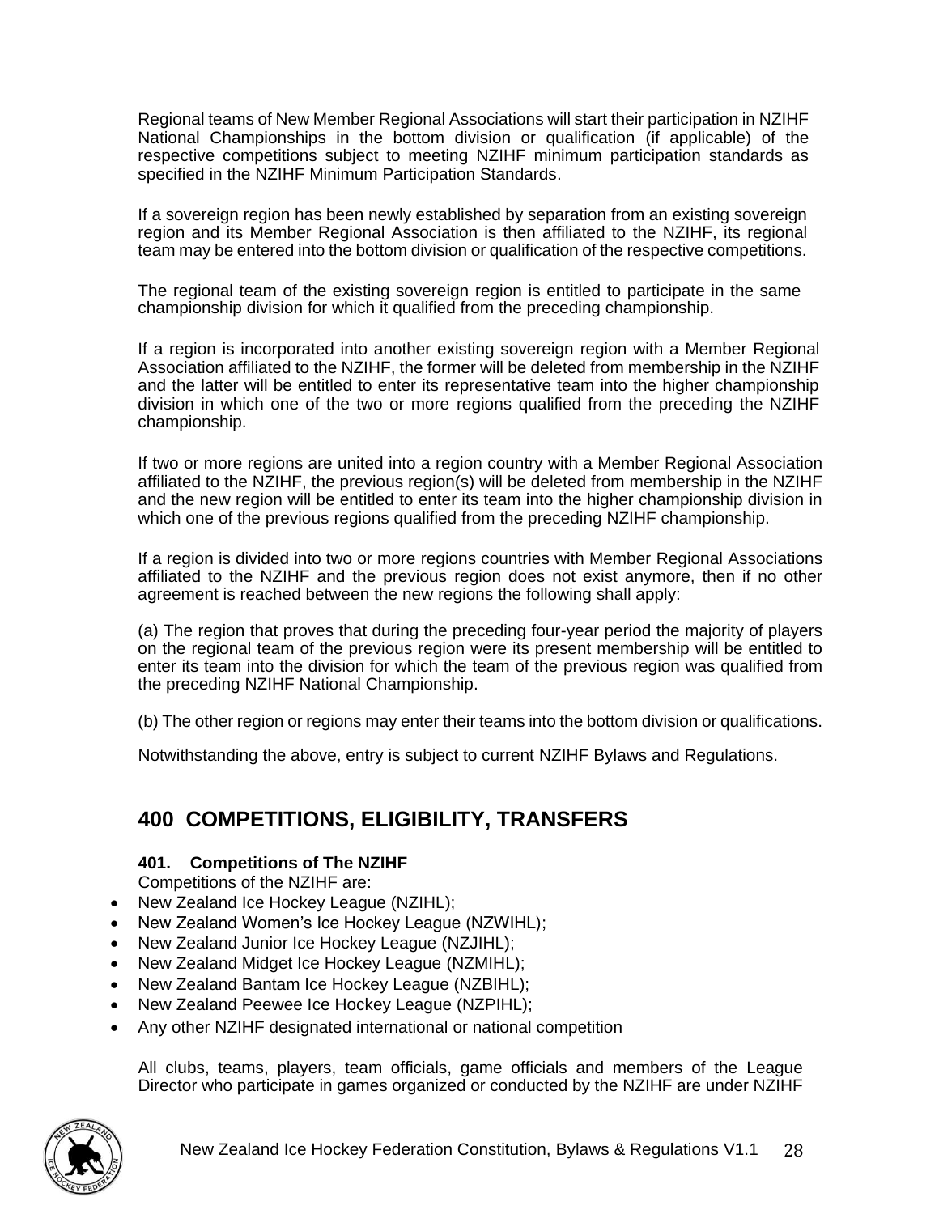Regional teams of New Member Regional Associations will start their participation in NZIHF National Championships in the bottom division or qualification (if applicable) of the respective competitions subject to meeting NZIHF minimum participation standards as specified in the NZIHF Minimum Participation Standards.

If a sovereign region has been newly established by separation from an existing sovereign region and its Member Regional Association is then affiliated to the NZIHF, its regional team may be entered into the bottom division or qualification of the respective competitions.

The regional team of the existing sovereign region is entitled to participate in the same championship division for which it qualified from the preceding championship.

If a region is incorporated into another existing sovereign region with a Member Regional Association affiliated to the NZIHF, the former will be deleted from membership in the NZIHF and the latter will be entitled to enter its representative team into the higher championship division in which one of the two or more regions qualified from the preceding the NZIHF championship.

If two or more regions are united into a region country with a Member Regional Association affiliated to the NZIHF, the previous region(s) will be deleted from membership in the NZIHF and the new region will be entitled to enter its team into the higher championship division in which one of the previous regions qualified from the preceding NZIHF championship.

If a region is divided into two or more regions countries with Member Regional Associations affiliated to the NZIHF and the previous region does not exist anymore, then if no other agreement is reached between the new regions the following shall apply:

(a) The region that proves that during the preceding four-year period the majority of players on the regional team of the previous region were its present membership will be entitled to enter its team into the division for which the team of the previous region was qualified from the preceding NZIHF National Championship.

(b) The other region or regions may enter their teams into the bottom division or qualifications.

Notwithstanding the above, entry is subject to current NZIHF Bylaws and Regulations.

# 400 COMPETITIONS, ELIGIBILITY, TRANSFERS

### 401. Competitions of The NZIHF

Competitions of the NZIHF are:

- New Zealand Ice Hockey League (NZIHL);
- New Zealand Women's Ice Hockey League (NZWIHL);
- New Zealand Junior Ice Hockey League (NZJIHL);
- New Zealand Midget Ice Hockey League (NZMIHL);
- New Zealand Bantam Ice Hockey League (NZBIHL);
- New Zealand Peewee Ice Hockey League (NZPIHL);
- Any other NZIHF designated international or national competition

All clubs, teams, players, team officials, game officials and members of the League Director who participate in games organized or conducted by the NZIHF are under NZIHF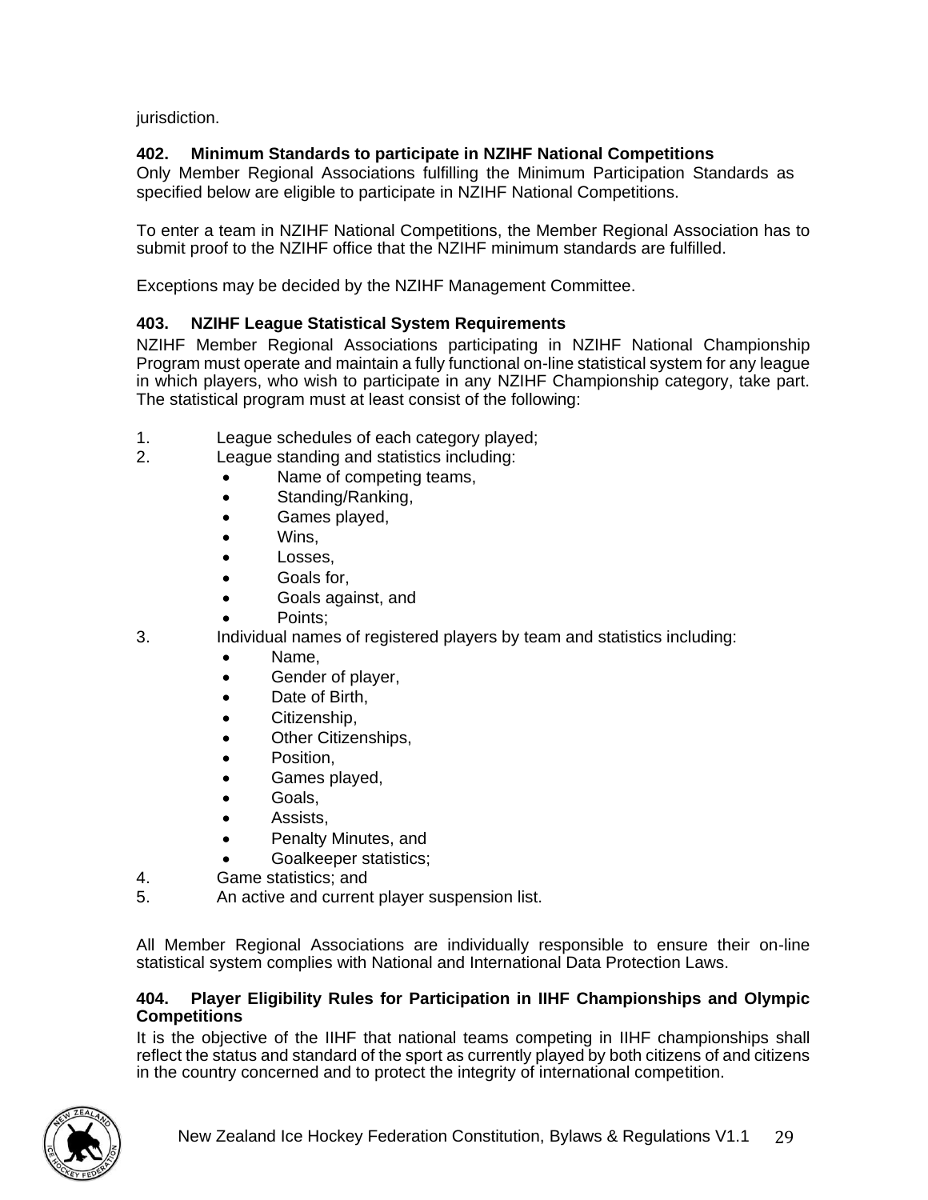jurisdiction.

### 402. Minimum Standards to participate in NZIHF National Competitions

Only Member Regional Associations fulfilling the Minimum Participation Standards as specified below are eligible to participate in NZIHF National Competitions.

To enter a team in NZIHF National Competitions, the Member Regional Association has to submit proof to the NZIHF office that the NZIHF minimum standards are fulfilled.

Exceptions may be decided by the NZIHF Management Committee.

### 403. NZIHF League Statistical System Requirements

NZIHF Member Regional Associations participating in NZIHF National Championship Program must operate and maintain a fully functional on-line statistical system for any league in which players, who wish to participate in any NZIHF Championship category, take part. The statistical program must at least consist of the following:

1. League schedules of each category played;
2. League standing and statistics including:
   - Name of competing teams,
   - Standing/Ranking,
   - Games played,
   - Wins,
   - Losses,
   - Goals for,
   - Goals against, and
   - Points;
3. Individual names of registered players by team and statistics including:
   - Name,
   - Gender of player,
   - Date of Birth,
   - Citizenship,
   - Other Citizenships,
   - Position,
   - Games played,
   - Goals,
   - Assists,
   - Penalty Minutes, and
   - Goalkeeper statistics;
4. Game statistics; and
5. An active and current player suspension list.

All Member Regional Associations are individually responsible to ensure their on-line statistical system complies with National and International Data Protection Laws.

### 404. Player Eligibility Rules for Participation in IIHF Championships and Olympic Competitions

It is the objective of the IIHF that national teams competing in IIHF championships shall reflect the status and standard of the sport as currently played by both citizens of and citizens in the country concerned and to protect the integrity of international competition.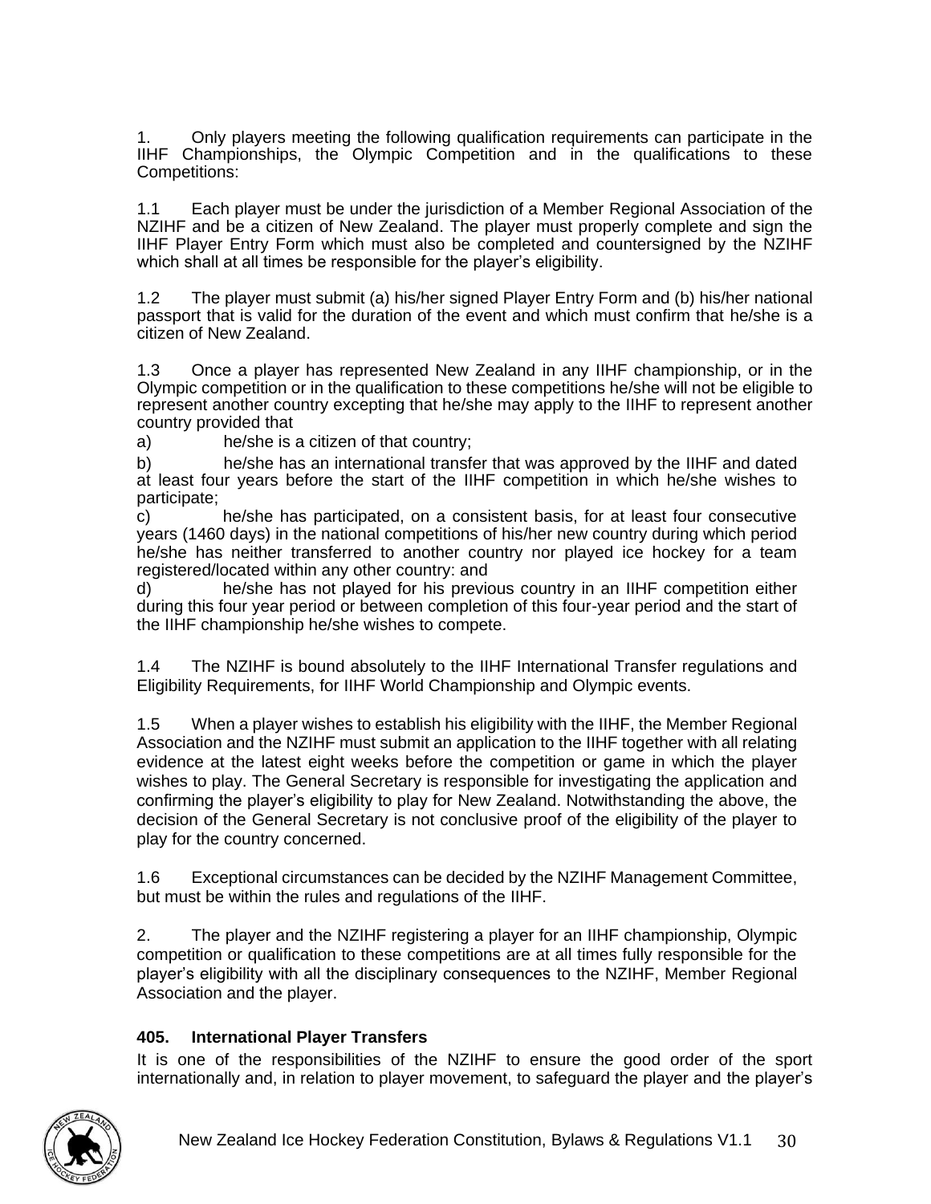1. Only players meeting the following qualification requirements can participate in the IIHF Championships, the Olympic Competition and in the qualifications to these Competitions:

1.1 Each player must be under the jurisdiction of a Member Regional Association of the NZIHF and be a citizen of New Zealand. The player must properly complete and sign the IIHF Player Entry Form which must also be completed and countersigned by the NZIHF which shall at all times be responsible for the player's eligibility.

1.2 The player must submit (a) his/her signed Player Entry Form and (b) his/her national passport that is valid for the duration of the event and which must confirm that he/she is a citizen of New Zealand.

1.3 Once a player has represented New Zealand in any IIHF championship, or in the Olympic competition or in the qualification to these competitions he/she will not be eligible to represent another country excepting that he/she may apply to the IIHF to represent another country provided that

a) he/she is a citizen of that country;

b) he/she has an international transfer that was approved by the IIHF and dated at least four years before the start of the IIHF competition in which he/she wishes to participate;

c) he/she has participated, on a consistent basis, for at least four consecutive years (1460 days) in the national competitions of his/her new country during which period he/she has neither transferred to another country nor played ice hockey for a team registered/located within any other country: and

d) he/she has not played for his previous country in an IIHF competition either during this four year period or between completion of this four-year period and the start of the IIHF championship he/she wishes to compete.

1.4 The NZIHF is bound absolutely to the IIHF International Transfer regulations and Eligibility Requirements, for IIHF World Championship and Olympic events.

1.5 When a player wishes to establish his eligibility with the IIHF, the Member Regional Association and the NZIHF must submit an application to the IIHF together with all relating evidence at the latest eight weeks before the competition or game in which the player wishes to play. The General Secretary is responsible for investigating the application and confirming the player's eligibility to play for New Zealand. Notwithstanding the above, the decision of the General Secretary is not conclusive proof of the eligibility of the player to play for the country concerned.

1.6 Exceptional circumstances can be decided by the NZIHF Management Committee, but must be within the rules and regulations of the IIHF.

2. The player and the NZIHF registering a player for an IIHF championship, Olympic competition or qualification to these competitions are at all times fully responsible for the player's eligibility with all the disciplinary consequences to the NZIHF, Member Regional Association and the player.

### 405. International Player Transfers

It is one of the responsibilities of the NZIHF to ensure the good order of the sport internationally and, in relation to player movement, to safeguard the player and the player's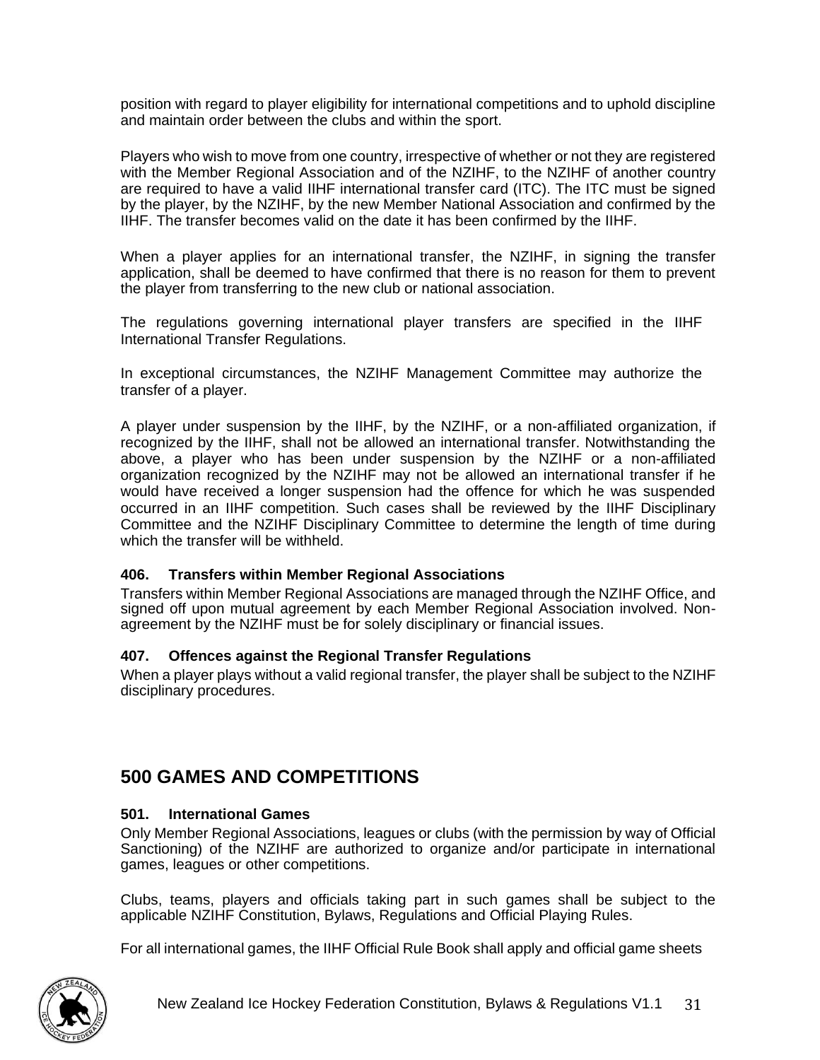position with regard to player eligibility for international competitions and to uphold discipline and maintain order between the clubs and within the sport.

Players who wish to move from one country, irrespective of whether or not they are registered with the Member Regional Association and of the NZIHF, to the NZIHF of another country are required to have a valid IIHF international transfer card (ITC). The ITC must be signed by the player, by the NZIHF, by the new Member National Association and confirmed by the IIHF. The transfer becomes valid on the date it has been confirmed by the IIHF.

When a player applies for an international transfer, the NZIHF, in signing the transfer application, shall be deemed to have confirmed that there is no reason for them to prevent the player from transferring to the new club or national association.

The regulations governing international player transfers are specified in the IIHF International Transfer Regulations.

In exceptional circumstances, the NZIHF Management Committee may authorize the transfer of a player.

A player under suspension by the IIHF, by the NZIHF, or a non-affiliated organization, if recognized by the IIHF, shall not be allowed an international transfer. Notwithstanding the above, a player who has been under suspension by the NZIHF or a non-affiliated organization recognized by the NZIHF may not be allowed an international transfer if he would have received a longer suspension had the offence for which he was suspended occurred in an IIHF competition. Such cases shall be reviewed by the IIHF Disciplinary Committee and the NZIHF Disciplinary Committee to determine the length of time during which the transfer will be withheld.

### 406. Transfers within Member Regional Associations

Transfers within Member Regional Associations are managed through the NZIHF Office, and signed off upon mutual agreement by each Member Regional Association involved. Non-agreement by the NZIHF must be for solely disciplinary or financial issues.

### 407. Offences against the Regional Transfer Regulations

When a player plays without a valid regional transfer, the player shall be subject to the NZIHF disciplinary procedures.

## 500 GAMES AND COMPETITIONS

### 501. International Games

Only Member Regional Associations, leagues or clubs (with the permission by way of Official Sanctioning) of the NZIHF are authorized to organize and/or participate in international games, leagues or other competitions.

Clubs, teams, players and officials taking part in such games shall be subject to the applicable NZIHF Constitution, Bylaws, Regulations and Official Playing Rules.

For all international games, the IIHF Official Rule Book shall apply and official game sheets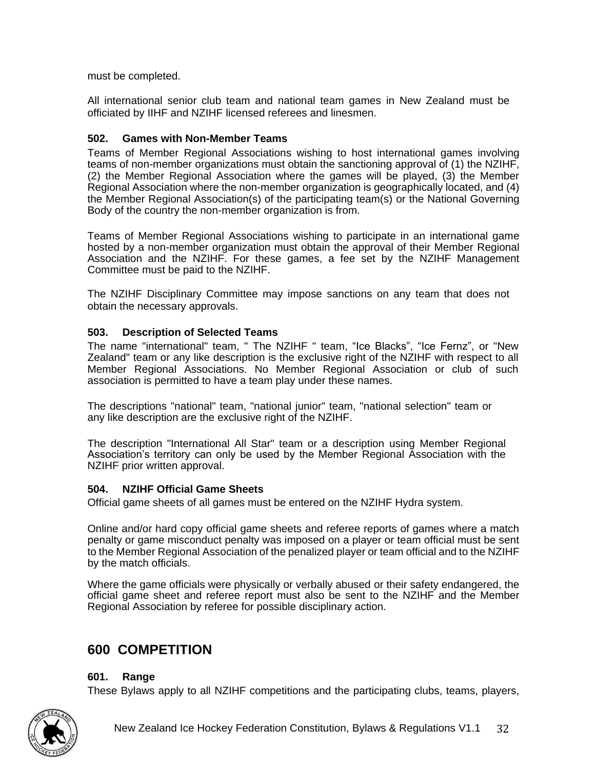must be completed.

All international senior club team and national team games in New Zealand must be officiated by IIHF and NZIHF licensed referees and linesmen.

### 502. Games with Non-Member Teams

Teams of Member Regional Associations wishing to host international games involving teams of non-member organizations must obtain the sanctioning approval of (1) the NZIHF, (2) the Member Regional Association where the games will be played, (3) the Member Regional Association where the non-member organization is geographically located, and (4) the Member Regional Association(s) of the participating team(s) or the National Governing Body of the country the non-member organization is from.

Teams of Member Regional Associations wishing to participate in an international game hosted by a non-member organization must obtain the approval of their Member Regional Association and the NZIHF. For these games, a fee set by the NZIHF Management Committee must be paid to the NZIHF.

The NZIHF Disciplinary Committee may impose sanctions on any team that does not obtain the necessary approvals.

### 503. Description of Selected Teams

The name "international" team, " The NZIHF " team, “Ice Blacks”, “Ice Fernz”, or "New Zealand" team or any like description is the exclusive right of the NZIHF with respect to all Member Regional Associations. No Member Regional Association or club of such association is permitted to have a team play under these names.

The descriptions "national" team, "national junior" team, "national selection" team or any like description are the exclusive right of the NZIHF.

The description "International All Star" team or a description using Member Regional Association’s territory can only be used by the Member Regional Association with the NZIHF prior written approval.

### 504. NZIHF Official Game Sheets

Official game sheets of all games must be entered on the NZIHF Hydra system.

Online and/or hard copy official game sheets and referee reports of games where a match penalty or game misconduct penalty was imposed on a player or team official must be sent to the Member Regional Association of the penalized player or team official and to the NZIHF by the match officials.

Where the game officials were physically or verbally abused or their safety endangered, the official game sheet and referee report must also be sent to the NZIHF and the Member Regional Association by referee for possible disciplinary action.

## 600 COMPETITION

### 601. Range

These Bylaws apply to all NZIHF competitions and the participating clubs, teams, players,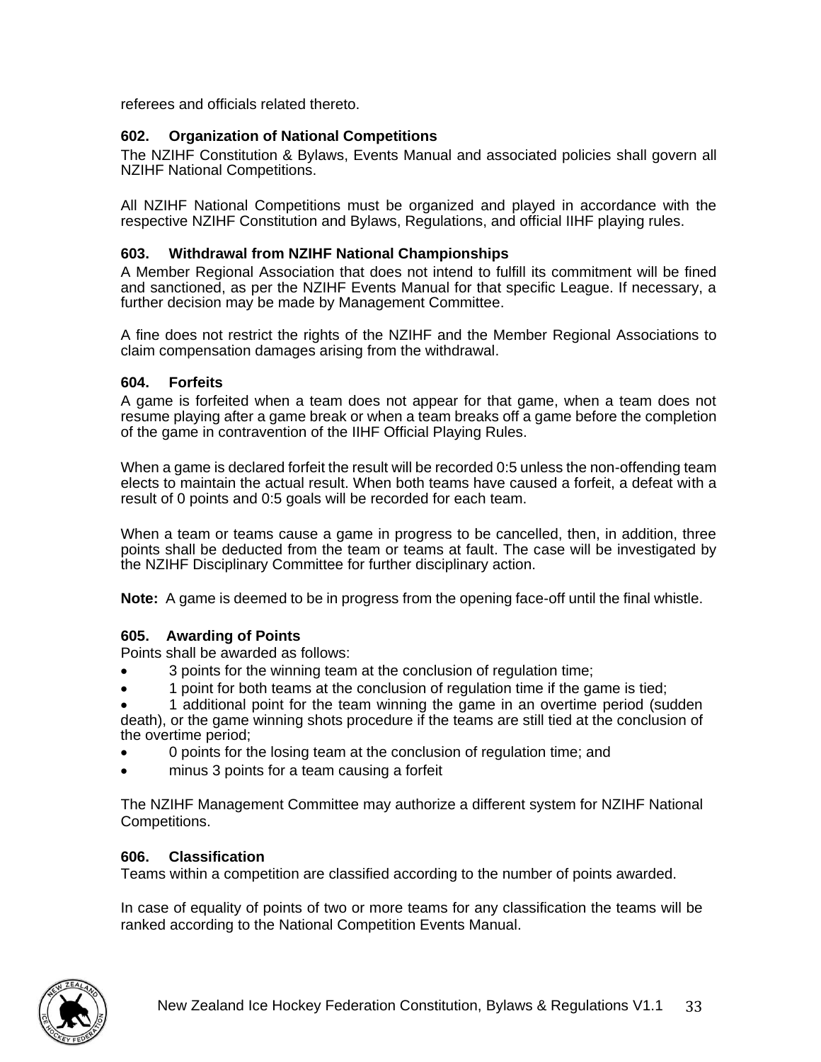referees and officials related thereto.

### 602. Organization of National Competitions

The NZIHF Constitution & Bylaws, Events Manual and associated policies shall govern all NZIHF National Competitions.

All NZIHF National Competitions must be organized and played in accordance with the respective NZIHF Constitution and Bylaws, Regulations, and official IIHF playing rules.

### 603. Withdrawal from NZIHF National Championships

A Member Regional Association that does not intend to fulfill its commitment will be fined and sanctioned, as per the NZIHF Events Manual for that specific League. If necessary, a further decision may be made by Management Committee.

A fine does not restrict the rights of the NZIHF and the Member Regional Associations to claim compensation damages arising from the withdrawal.

### 604. Forfeits

A game is forfeited when a team does not appear for that game, when a team does not resume playing after a game break or when a team breaks off a game before the completion of the game in contravention of the IIHF Official Playing Rules.

When a game is declared forfeit the result will be recorded 0:5 unless the non-offending team elects to maintain the actual result. When both teams have caused a forfeit, a defeat with a result of 0 points and 0:5 goals will be recorded for each team.

When a team or teams cause a game in progress to be cancelled, then, in addition, three points shall be deducted from the team or teams at fault. The case will be investigated by the NZIHF Disciplinary Committee for further disciplinary action.

**Note:** A game is deemed to be in progress from the opening face-off until the final whistle.

### 605. Awarding of Points

Points shall be awarded as follows:

- 3 points for the winning team at the conclusion of regulation time;
- 1 point for both teams at the conclusion of regulation time if the game is tied;
- 1 additional point for the team winning the game in an overtime period (sudden death), or the game winning shots procedure if the teams are still tied at the conclusion of the overtime period;
- 0 points for the losing team at the conclusion of regulation time; and
- minus 3 points for a team causing a forfeit

The NZIHF Management Committee may authorize a different system for NZIHF National Competitions.

### 606. Classification

Teams within a competition are classified according to the number of points awarded.

In case of equality of points of two or more teams for any classification the teams will be ranked according to the National Competition Events Manual.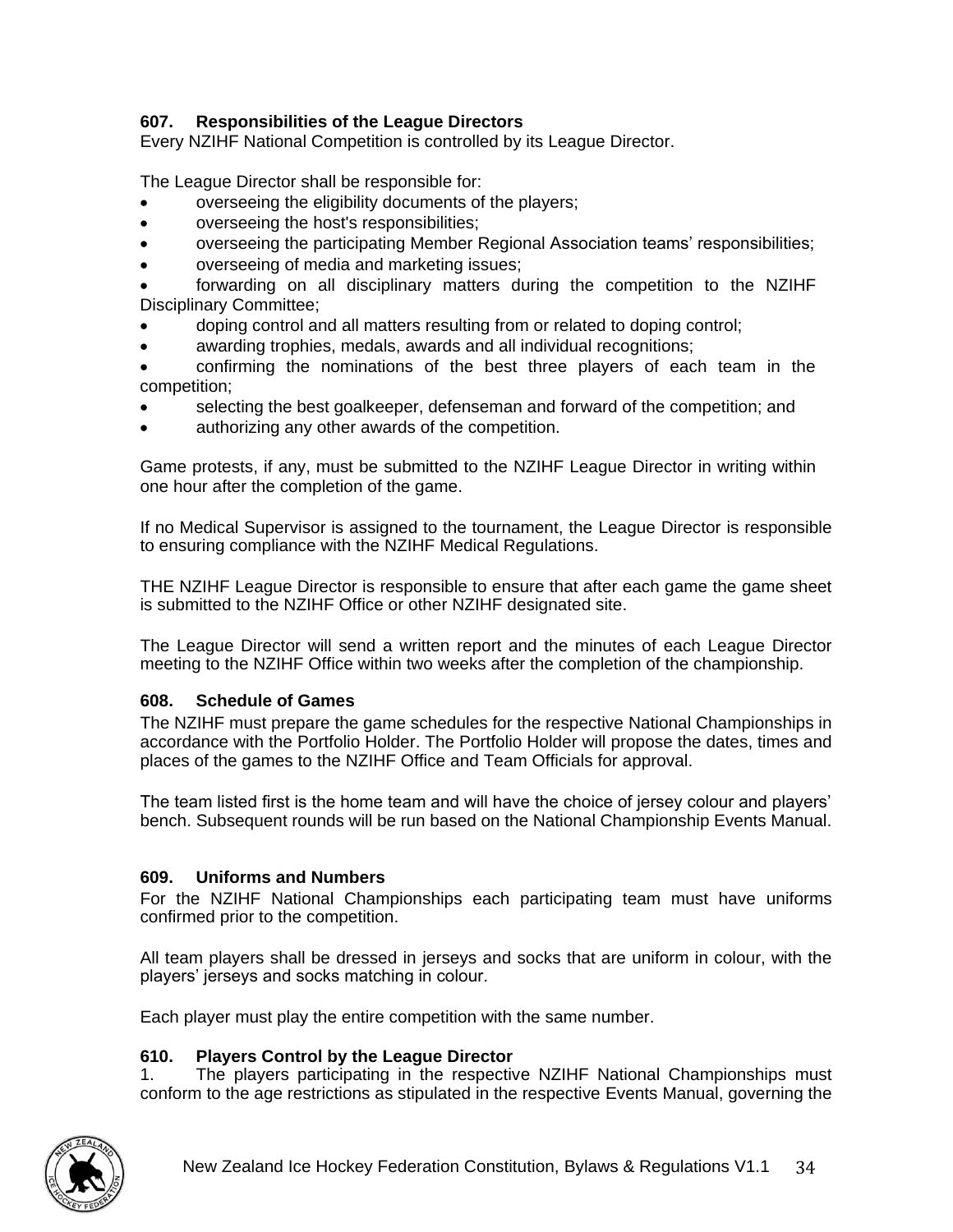### 607. Responsibilities of the League Directors

Every NZIHF National Competition is controlled by its League Director.

The League Director shall be responsible for:

- overseeing the eligibility documents of the players;
- overseeing the host's responsibilities;
- overseeing the participating Member Regional Association teams' responsibilities;
- overseeing of media and marketing issues;
- forwarding on all disciplinary matters during the competition to the NZIHF Disciplinary Committee;
- doping control and all matters resulting from or related to doping control;
- awarding trophies, medals, awards and all individual recognitions;
- confirming the nominations of the best three players of each team in the competition;
- selecting the best goalkeeper, defenseman and forward of the competition; and
- authorizing any other awards of the competition.

Game protests, if any, must be submitted to the NZIHF League Director in writing within one hour after the completion of the game.

If no Medical Supervisor is assigned to the tournament, the League Director is responsible to ensuring compliance with the NZIHF Medical Regulations.

THE NZIHF League Director is responsible to ensure that after each game the game sheet is submitted to the NZIHF Office or other NZIHF designated site.

The League Director will send a written report and the minutes of each League Director meeting to the NZIHF Office within two weeks after the completion of the championship.

### 608. Schedule of Games

The NZIHF must prepare the game schedules for the respective National Championships in accordance with the Portfolio Holder. The Portfolio Holder will propose the dates, times and places of the games to the NZIHF Office and Team Officials for approval.

The team listed first is the home team and will have the choice of jersey colour and players' bench. Subsequent rounds will be run based on the National Championship Events Manual.

### 609. Uniforms and Numbers

For the NZIHF National Championships each participating team must have uniforms confirmed prior to the competition.

All team players shall be dressed in jerseys and socks that are uniform in colour, with the players' jerseys and socks matching in colour.

Each player must play the entire competition with the same number.

### 610. Players Control by the League Director

1. The players participating in the respective NZIHF National Championships must conform to the age restrictions as stipulated in the respective Events Manual, governing the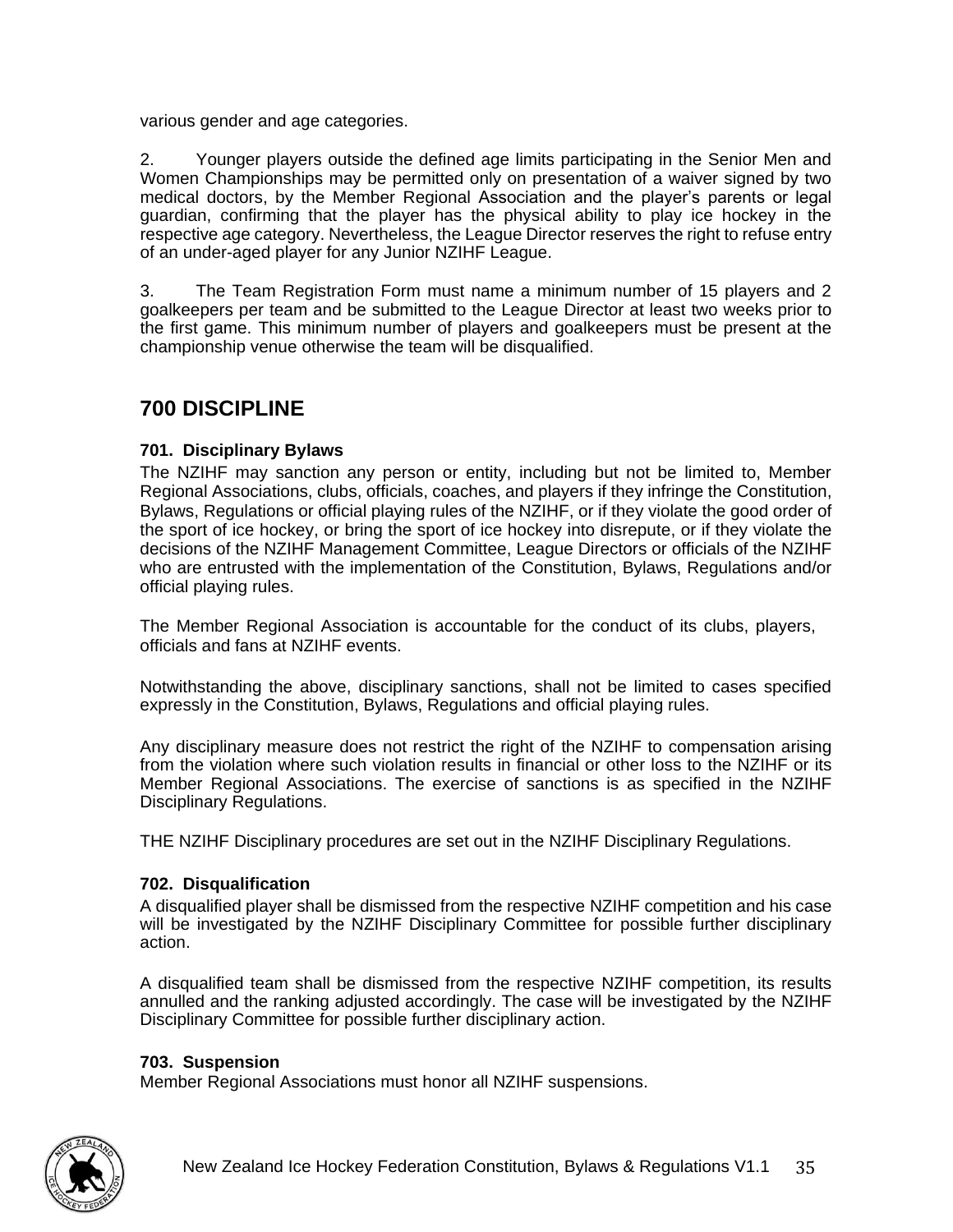various gender and age categories.

2. Younger players outside the defined age limits participating in the Senior Men and Women Championships may be permitted only on presentation of a waiver signed by two medical doctors, by the Member Regional Association and the player's parents or legal guardian, confirming that the player has the physical ability to play ice hockey in the respective age category. Nevertheless, the League Director reserves the right to refuse entry of an under-aged player for any Junior NZIHF League.

3. The Team Registration Form must name a minimum number of 15 players and 2 goalkeepers per team and be submitted to the League Director at least two weeks prior to the first game. This minimum number of players and goalkeepers must be present at the championship venue otherwise the team will be disqualified.

## 700 DISCIPLINE

### 701. Disciplinary Bylaws

The NZIHF may sanction any person or entity, including but not be limited to, Member Regional Associations, clubs, officials, coaches, and players if they infringe the Constitution, Bylaws, Regulations or official playing rules of the NZIHF, or if they violate the good order of the sport of ice hockey, or bring the sport of ice hockey into disrepute, or if they violate the decisions of the NZIHF Management Committee, League Directors or officials of the NZIHF who are entrusted with the implementation of the Constitution, Bylaws, Regulations and/or official playing rules.

The Member Regional Association is accountable for the conduct of its clubs, players, officials and fans at NZIHF events.

Notwithstanding the above, disciplinary sanctions, shall not be limited to cases specified expressly in the Constitution, Bylaws, Regulations and official playing rules.

Any disciplinary measure does not restrict the right of the NZIHF to compensation arising from the violation where such violation results in financial or other loss to the NZIHF or its Member Regional Associations. The exercise of sanctions is as specified in the NZIHF Disciplinary Regulations.

THE NZIHF Disciplinary procedures are set out in the NZIHF Disciplinary Regulations.

### 702. Disqualification

A disqualified player shall be dismissed from the respective NZIHF competition and his case will be investigated by the NZIHF Disciplinary Committee for possible further disciplinary action.

A disqualified team shall be dismissed from the respective NZIHF competition, its results annulled and the ranking adjusted accordingly. The case will be investigated by the NZIHF Disciplinary Committee for possible further disciplinary action.

### 703. Suspension

Member Regional Associations must honor all NZIHF suspensions.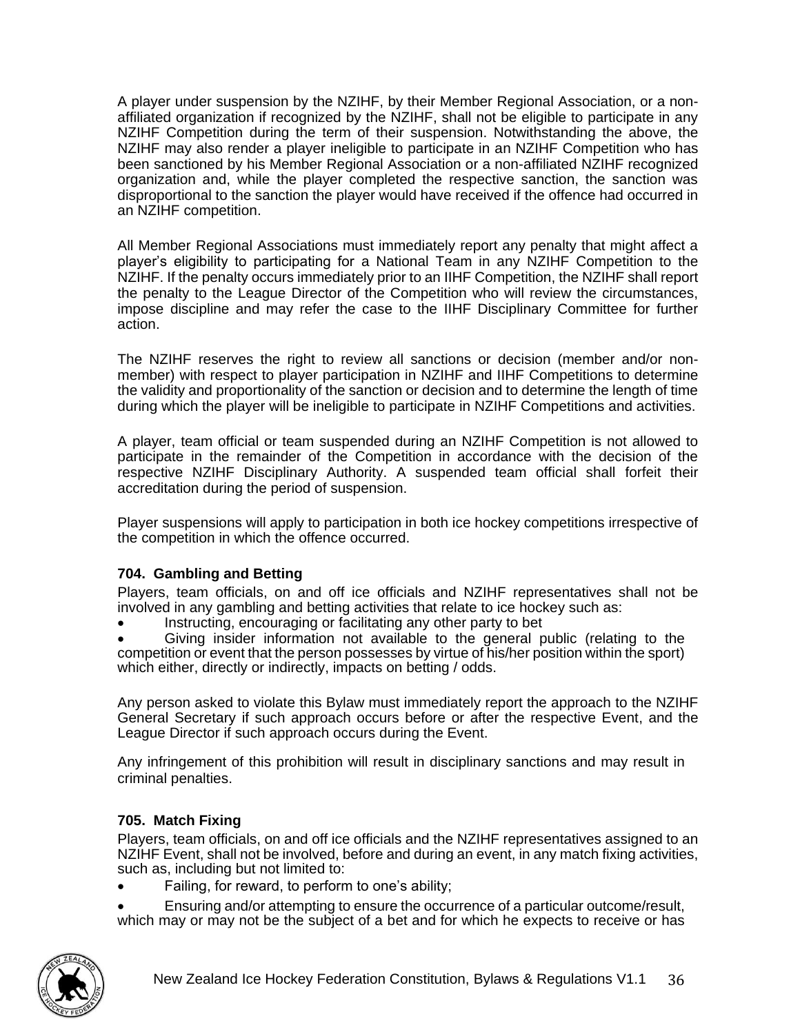A player under suspension by the NZIHF, by their Member Regional Association, or a non-affiliated organization if recognized by the NZIHF, shall not be eligible to participate in any NZIHF Competition during the term of their suspension. Notwithstanding the above, the NZIHF may also render a player ineligible to participate in an NZIHF Competition who has been sanctioned by his Member Regional Association or a non-affiliated NZIHF recognized organization and, while the player completed the respective sanction, the sanction was disproportional to the sanction the player would have received if the offence had occurred in an NZIHF competition.

All Member Regional Associations must immediately report any penalty that might affect a player's eligibility to participating for a National Team in any NZIHF Competition to the NZIHF. If the penalty occurs immediately prior to an IIHF Competition, the NZIHF shall report the penalty to the League Director of the Competition who will review the circumstances, impose discipline and may refer the case to the IIHF Disciplinary Committee for further action.

The NZIHF reserves the right to review all sanctions or decision (member and/or non-member) with respect to player participation in NZIHF and IIHF Competitions to determine the validity and proportionality of the sanction or decision and to determine the length of time during which the player will be ineligible to participate in NZIHF Competitions and activities.

A player, team official or team suspended during an NZIHF Competition is not allowed to participate in the remainder of the Competition in accordance with the decision of the respective NZIHF Disciplinary Authority. A suspended team official shall forfeit their accreditation during the period of suspension.

Player suspensions will apply to participation in both ice hockey competitions irrespective of the competition in which the offence occurred.

### 704. Gambling and Betting

Players, team officials, on and off ice officials and NZIHF representatives shall not be involved in any gambling and betting activities that relate to ice hockey such as:

- Instructing, encouraging or facilitating any other party to bet
- Giving insider information not available to the general public (relating to the competition or event that the person possesses by virtue of his/her position within the sport) which either, directly or indirectly, impacts on betting / odds.

Any person asked to violate this Bylaw must immediately report the approach to the NZIHF General Secretary if such approach occurs before or after the respective Event, and the League Director if such approach occurs during the Event.

Any infringement of this prohibition will result in disciplinary sanctions and may result in criminal penalties.

### 705. Match Fixing

Players, team officials, on and off ice officials and the NZIHF representatives assigned to an NZIHF Event, shall not be involved, before and during an event, in any match fixing activities, such as, including but not limited to:

- Failing, for reward, to perform to one's ability;
- Ensuring and/or attempting to ensure the occurrence of a particular outcome/result, which may or may not be the subject of a bet and for which he expects to receive or has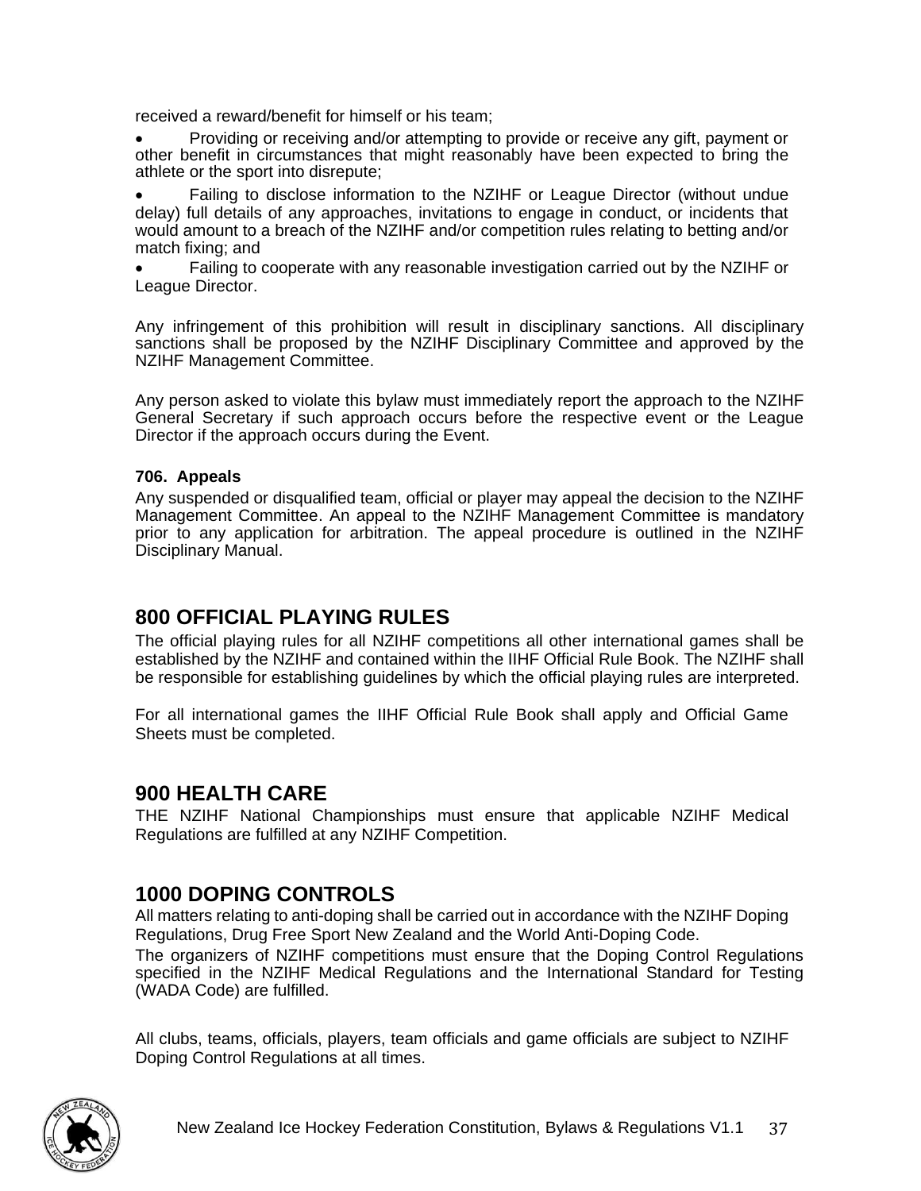received a reward/benefit for himself or his team;

- Providing or receiving and/or attempting to provide or receive any gift, payment or other benefit in circumstances that might reasonably have been expected to bring the athlete or the sport into disrepute;
- Failing to disclose information to the NZIHF or League Director (without undue delay) full details of any approaches, invitations to engage in conduct, or incidents that would amount to a breach of the NZIHF and/or competition rules relating to betting and/or match fixing; and
- Failing to cooperate with any reasonable investigation carried out by the NZIHF or League Director.

Any infringement of this prohibition will result in disciplinary sanctions. All disciplinary sanctions shall be proposed by the NZIHF Disciplinary Committee and approved by the NZIHF Management Committee.

Any person asked to violate this bylaw must immediately report the approach to the NZIHF General Secretary if such approach occurs before the respective event or the League Director if the approach occurs during the Event.

#### 706. Appeals

Any suspended or disqualified team, official or player may appeal the decision to the NZIHF Management Committee. An appeal to the NZIHF Management Committee is mandatory prior to any application for arbitration. The appeal procedure is outlined in the NZIHF Disciplinary Manual.

## 800 OFFICIAL PLAYING RULES

The official playing rules for all NZIHF competitions all other international games shall be established by the NZIHF and contained within the IIHF Official Rule Book. The NZIHF shall be responsible for establishing guidelines by which the official playing rules are interpreted.

For all international games the IIHF Official Rule Book shall apply and Official Game Sheets must be completed.

## 900 HEALTH CARE

THE NZIHF National Championships must ensure that applicable NZIHF Medical Regulations are fulfilled at any NZIHF Competition.

## 1000 DOPING CONTROLS

All matters relating to anti-doping shall be carried out in accordance with the NZIHF Doping Regulations, Drug Free Sport New Zealand and the World Anti-Doping Code.

The organizers of NZIHF competitions must ensure that the Doping Control Regulations specified in the NZIHF Medical Regulations and the International Standard for Testing (WADA Code) are fulfilled.

All clubs, teams, officials, players, team officials and game officials are subject to NZIHF Doping Control Regulations at all times.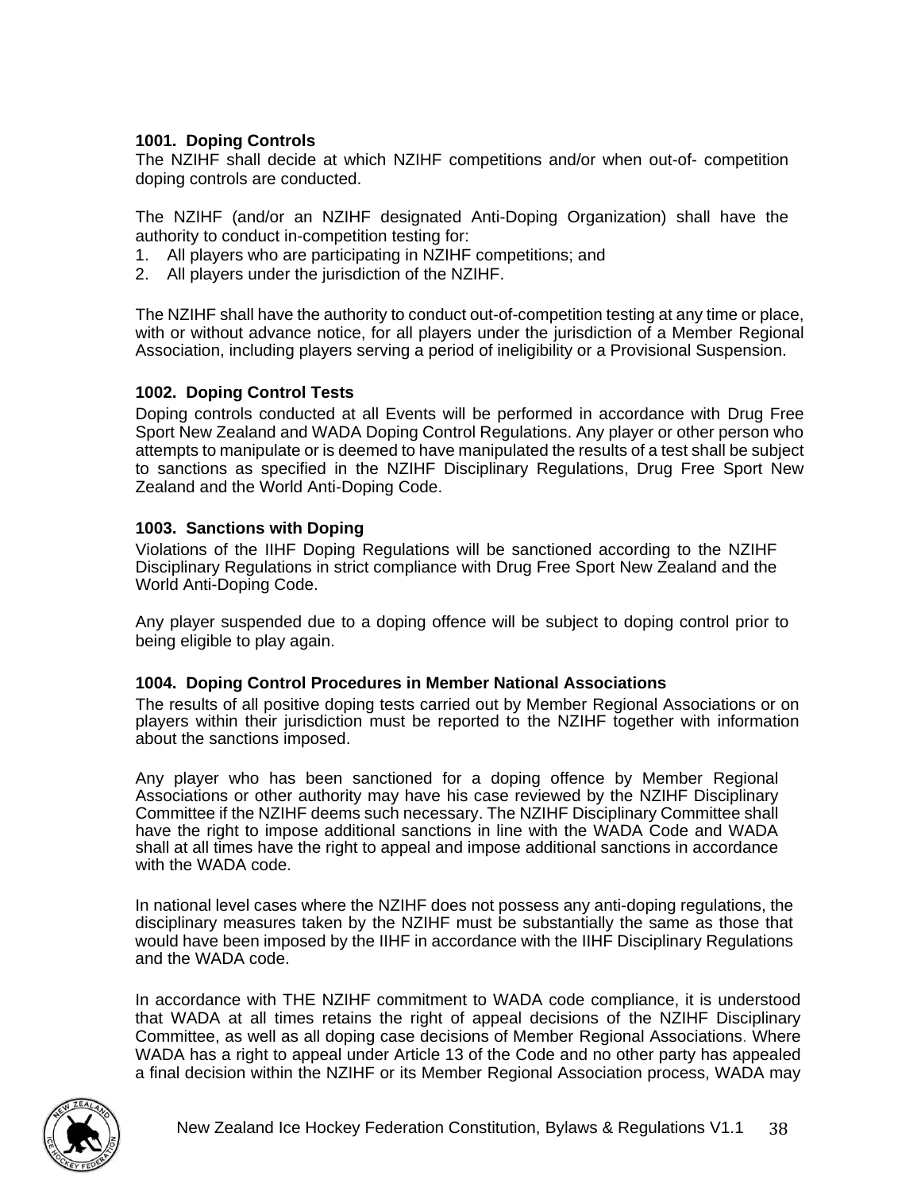### 1001. Doping Controls

The NZIHF shall decide at which NZIHF competitions and/or when out-of- competition doping controls are conducted.

The NZIHF (and/or an NZIHF designated Anti-Doping Organization) shall have the authority to conduct in-competition testing for:

1. All players who are participating in NZIHF competitions; and
2. All players under the jurisdiction of the NZIHF.

The NZIHF shall have the authority to conduct out-of-competition testing at any time or place, with or without advance notice, for all players under the jurisdiction of a Member Regional Association, including players serving a period of ineligibility or a Provisional Suspension.

### 1002. Doping Control Tests

Doping controls conducted at all Events will be performed in accordance with Drug Free Sport New Zealand and WADA Doping Control Regulations. Any player or other person who attempts to manipulate or is deemed to have manipulated the results of a test shall be subject to sanctions as specified in the NZIHF Disciplinary Regulations, Drug Free Sport New Zealand and the World Anti-Doping Code.

### 1003. Sanctions with Doping

Violations of the IIHF Doping Regulations will be sanctioned according to the NZIHF Disciplinary Regulations in strict compliance with Drug Free Sport New Zealand and the World Anti-Doping Code.

Any player suspended due to a doping offence will be subject to doping control prior to being eligible to play again.

### 1004. Doping Control Procedures in Member National Associations

The results of all positive doping tests carried out by Member Regional Associations or on players within their jurisdiction must be reported to the NZIHF together with information about the sanctions imposed.

Any player who has been sanctioned for a doping offence by Member Regional Associations or other authority may have his case reviewed by the NZIHF Disciplinary Committee if the NZIHF deems such necessary. The NZIHF Disciplinary Committee shall have the right to impose additional sanctions in line with the WADA Code and WADA shall at all times have the right to appeal and impose additional sanctions in accordance with the WADA code.

In national level cases where the NZIHF does not possess any anti-doping regulations, the disciplinary measures taken by the NZIHF must be substantially the same as those that would have been imposed by the IIHF in accordance with the IIHF Disciplinary Regulations and the WADA code.

In accordance with THE NZIHF commitment to WADA code compliance, it is understood that WADA at all times retains the right of appeal decisions of the NZIHF Disciplinary Committee, as well as all doping case decisions of Member Regional Associations. Where WADA has a right to appeal under Article 13 of the Code and no other party has appealed a final decision within the NZIHF or its Member Regional Association process, WADA may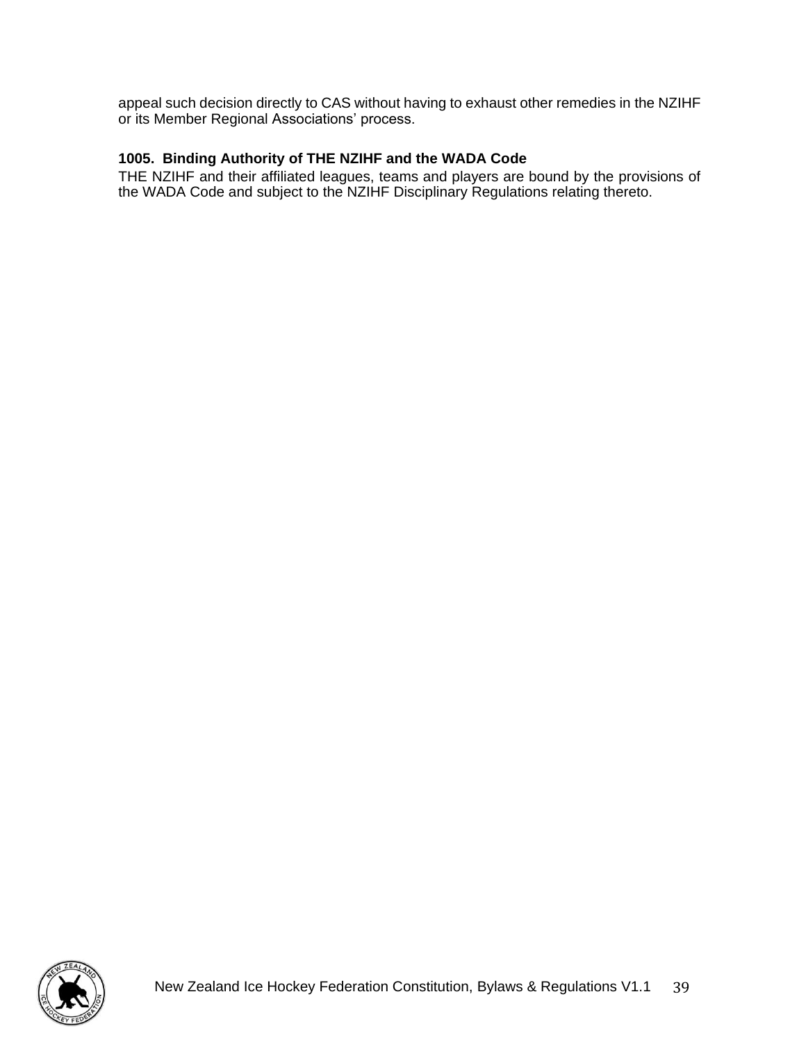appeal such decision directly to CAS without having to exhaust other remedies in the NZIHF or its Member Regional Associations' process.

### 1005. Binding Authority of THE NZIHF and the WADA Code

THE NZIHF and their affiliated leagues, teams and players are bound by the provisions of the WADA Code and subject to the NZIHF Disciplinary Regulations relating thereto.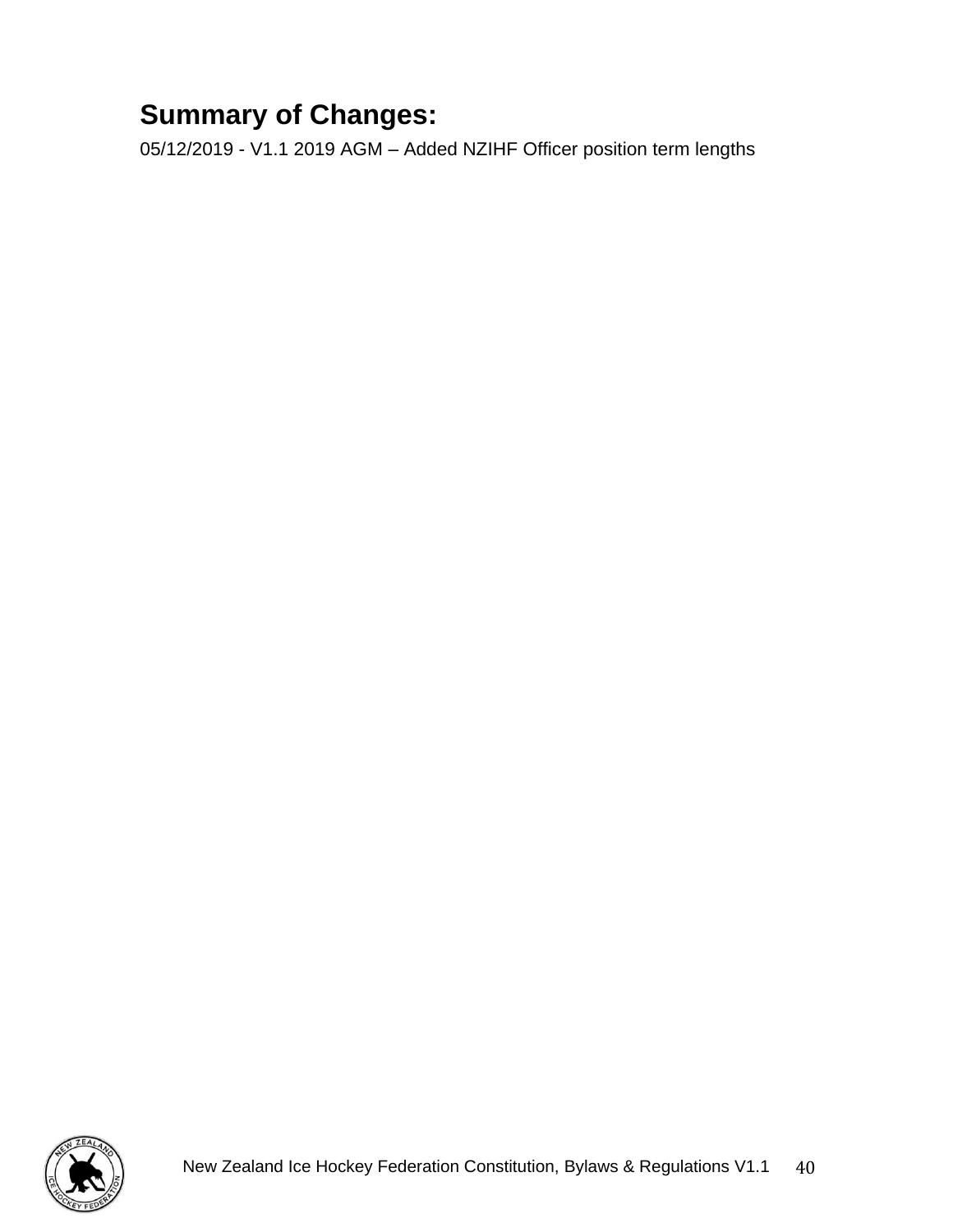## Summary of Changes:

05/12/2019 - V1.1 2019 AGM – Added NZIHF Officer position term lengths